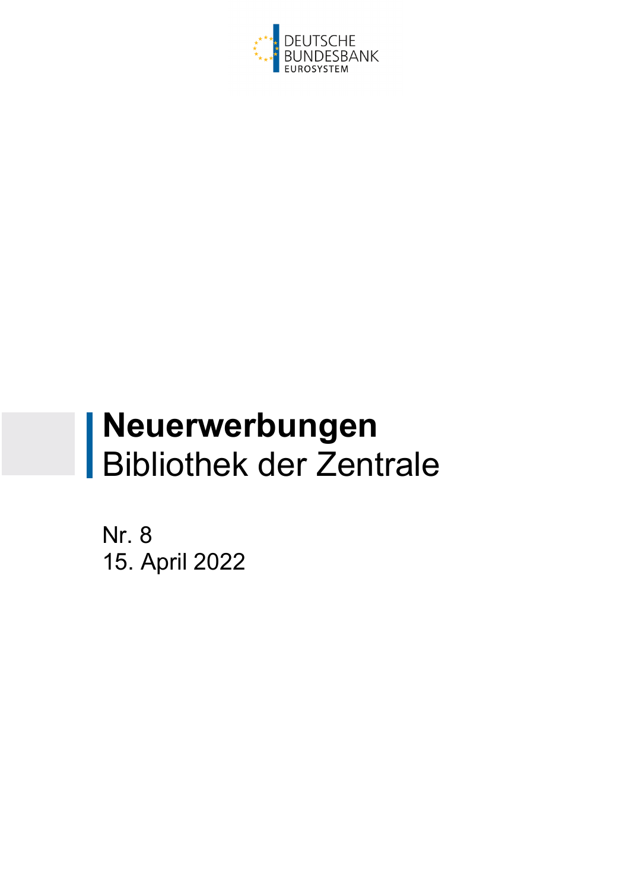DEUTSCHE BUNDESBANK
EUROSYSTEM

# Neuerwerbungen
## Bibliothek der Zentrale

Nr. 8
15. April 2022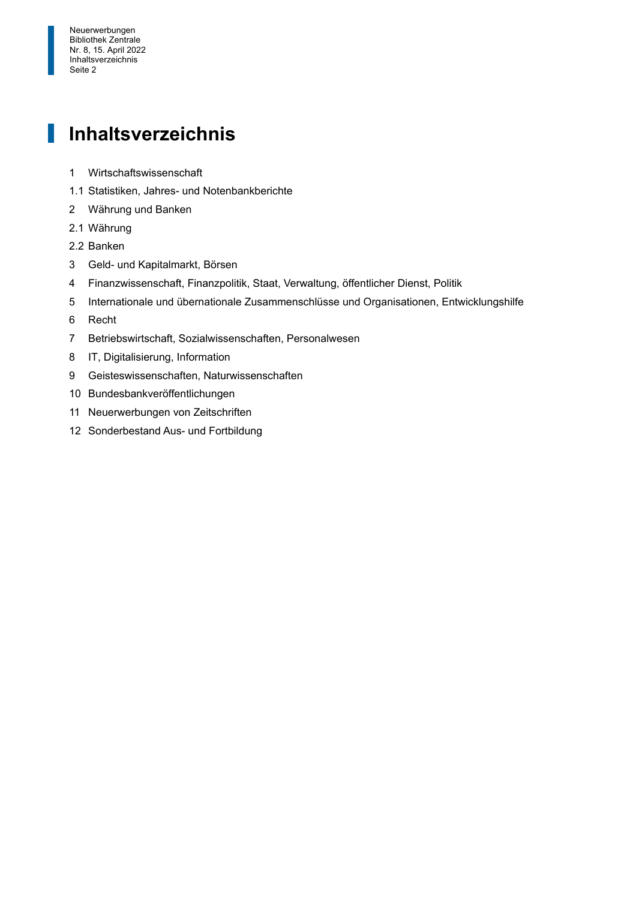# Inhaltsverzeichnis

1 Wirtschaftswissenschaft

1.1 Statistiken, Jahres- und Notenbankberichte

2 Währung und Banken

2.1 Währung

2.2 Banken

3 Geld- und Kapitalmarkt, Börsen

4 Finanzwissenschaft, Finanzpolitik, Staat, Verwaltung, öffentlicher Dienst, Politik

5 Internationale und übernationale Zusammenschlüsse und Organisationen, Entwicklungshilfe

6 Recht

7 Betriebswirtschaft, Sozialwissenschaften, Personalwesen

8 IT, Digitalisierung, Information

9 Geisteswissenschaften, Naturwissenschaften

10 Bundesbankveröffentlichungen

11 Neuerwerbungen von Zeitschriften

12 Sonderbestand Aus- und Fortbildung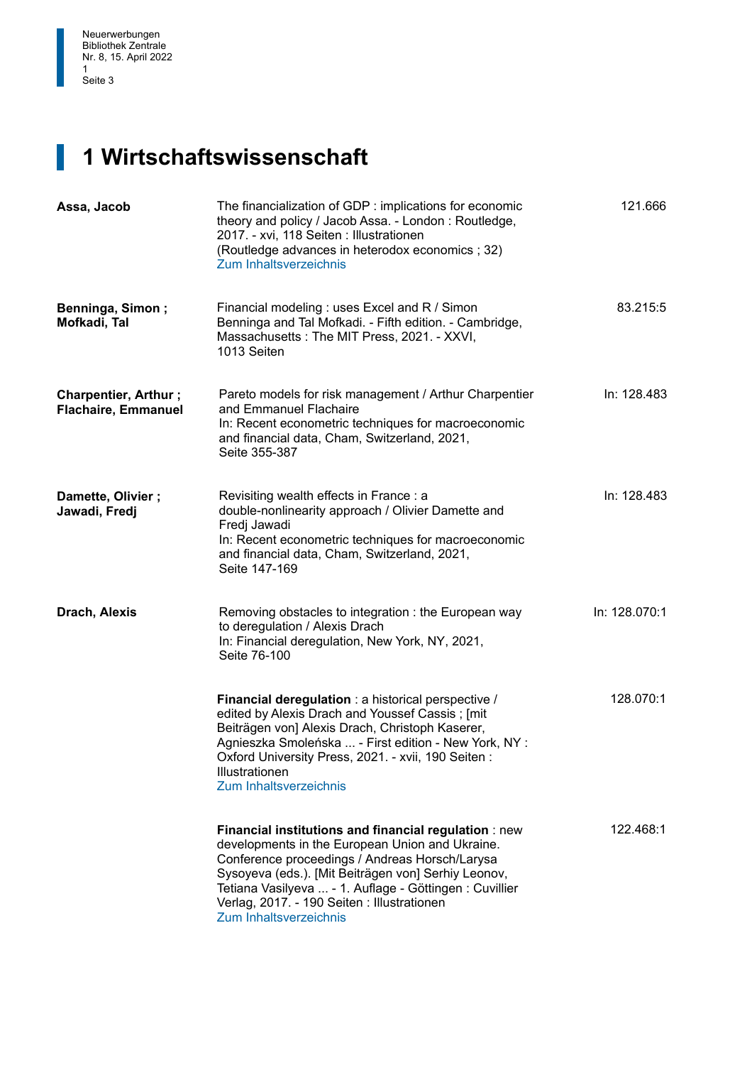# 1 Wirtschaftswissenschaft

| Autor | Titel | Signatur |
|---|---|---|
| **Assa, Jacob** | The financialization of GDP : implications for economic theory and policy / Jacob Assa. - London : Routledge, 2017. - xvi, 118 Seiten : Illustrationen (Routledge advances in heterodox economics ; 32) Zum Inhaltsverzeichnis | 121.666 |
| **Benninga, Simon ; Mofkadi, Tal** | Financial modeling : uses Excel and R / Simon Benninga and Tal Mofkadi. - Fifth edition. - Cambridge, Massachusetts : The MIT Press, 2021. - XXVI, 1013 Seiten | 83.215:5 |
| **Charpentier, Arthur ; Flachaire, Emmanuel** | Pareto models for risk management / Arthur Charpentier and Emmanuel Flachaire In: Recent econometric techniques for macroeconomic and financial data, Cham, Switzerland, 2021, Seite 355-387 | In: 128.483 |
| **Damette, Olivier ; Jawadi, Fredj** | Revisiting wealth effects in France : a double-nonlinearity approach / Olivier Damette and Fredj Jawadi In: Recent econometric techniques for macroeconomic and financial data, Cham, Switzerland, 2021, Seite 147-169 | In: 128.483 |
| **Drach, Alexis** | Removing obstacles to integration : the European way to deregulation / Alexis Drach In: Financial deregulation, New York, NY, 2021, Seite 76-100 | In: 128.070:1 |
| | **Financial deregulation** : a historical perspective / edited by Alexis Drach and Youssef Cassis ; [mit Beiträgen von] Alexis Drach, Christoph Kaserer, Agnieszka Smoleńska ... - First edition - New York, NY : Oxford University Press, 2021. - xvii, 190 Seiten : Illustrationen Zum Inhaltsverzeichnis | 128.070:1 |
| | **Financial institutions and financial regulation** : new developments in the European Union and Ukraine. Conference proceedings / Andreas Horsch/Larysa Sysoyeva (eds.). [Mit Beiträgen von] Serhiy Leonov, Tetiana Vasilyeva ... - 1. Auflage - Göttingen : Cuvillier Verlag, 2017. - 190 Seiten : Illustrationen Zum Inhaltsverzeichnis | 122.468:1 |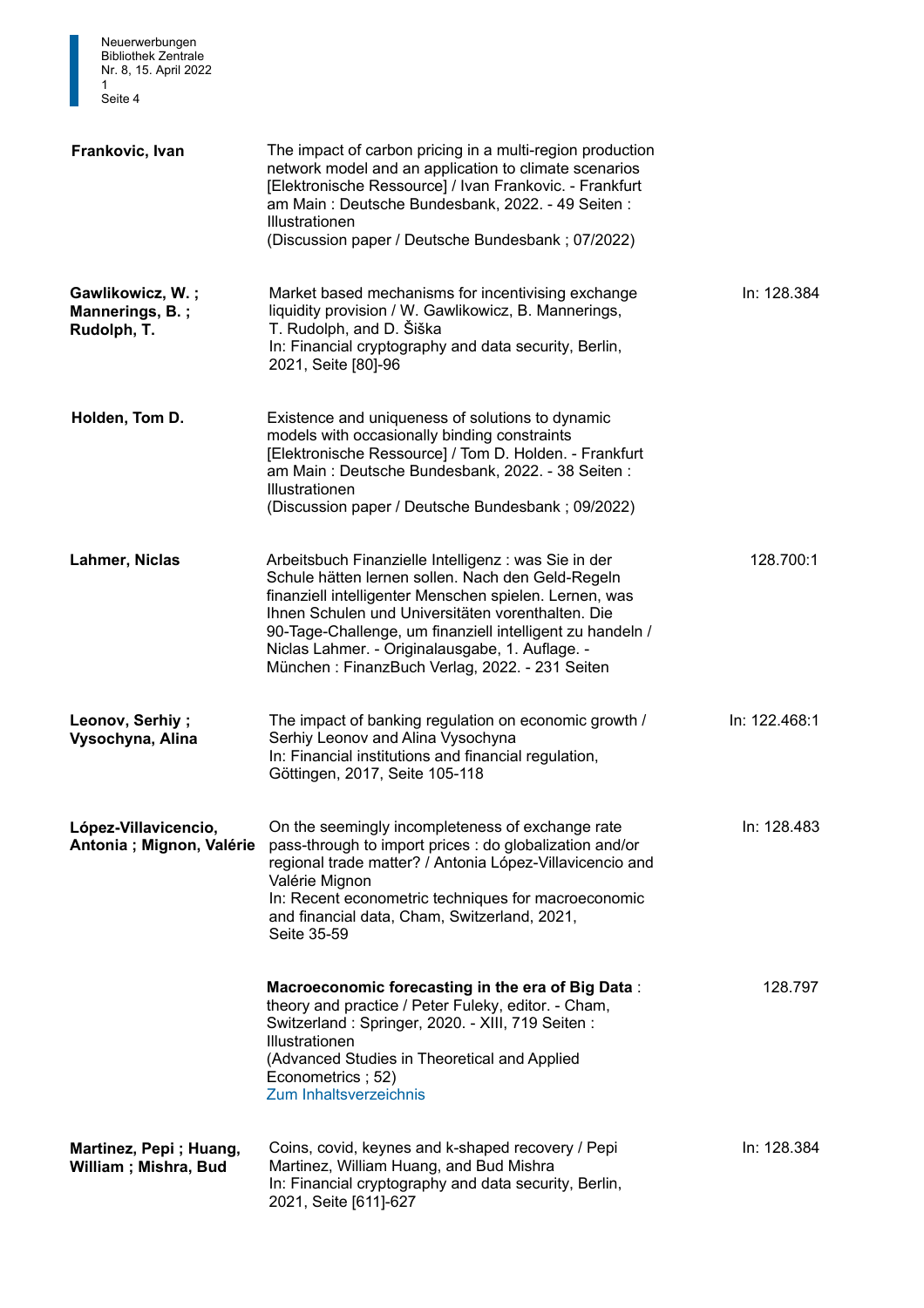| | | |
|---|---|---|
| **Frankovic, Ivan** | The impact of carbon pricing in a multi-region production network model and an application to climate scenarios [Elektronische Ressource] / Ivan Frankovic. - Frankfurt am Main : Deutsche Bundesbank, 2022. - 49 Seiten : Illustrationen<br>(Discussion paper / Deutsche Bundesbank ; 07/2022) | |
| **Gawlikowicz, W. ; Mannerings, B. ; Rudolph, T.** | Market based mechanisms for incentivising exchange liquidity provision / W. Gawlikowicz, B. Mannerings, T. Rudolph, and D. Šiška<br>In: Financial cryptography and data security, Berlin, 2021, Seite [80]-96 | In: 128.384 |
| **Holden, Tom D.** | Existence and uniqueness of solutions to dynamic models with occasionally binding constraints [Elektronische Ressource] / Tom D. Holden. - Frankfurt am Main : Deutsche Bundesbank, 2022. - 38 Seiten : Illustrationen<br>(Discussion paper / Deutsche Bundesbank ; 09/2022) | |
| **Lahmer, Niclas** | Arbeitsbuch Finanzielle Intelligenz : was Sie in der Schule hätten lernen sollen. Nach den Geld-Regeln finanziell intelligenter Menschen spielen. Lernen, was Ihnen Schulen und Universitäten vorenthalten. Die 90-Tage-Challenge, um finanziell intelligent zu handeln / Niclas Lahmer. - Originalausgabe, 1. Auflage. - München : FinanzBuch Verlag, 2022. - 231 Seiten | 128.700:1 |
| **Leonov, Serhiy ; Vysochyna, Alina** | The impact of banking regulation on economic growth / Serhiy Leonov and Alina Vysochyna<br>In: Financial institutions and financial regulation, Göttingen, 2017, Seite 105-118 | In: 122.468:1 |
| **López-Villavicencio, Antonia ; Mignon, Valérie** | On the seemingly incompleteness of exchange rate pass-through to import prices : do globalization and/or regional trade matter? / Antonia López-Villavicencio and Valérie Mignon<br>In: Recent econometric techniques for macroeconomic and financial data, Cham, Switzerland, 2021, Seite 35-59 | In: 128.483 |
| | **Macroeconomic forecasting in the era of Big Data** : theory and practice / Peter Fuleky, editor. - Cham, Switzerland : Springer, 2020. - XIII, 719 Seiten : Illustrationen<br>(Advanced Studies in Theoretical and Applied Econometrics ; 52)<br>Zum Inhaltsverzeichnis | 128.797 |
| **Martinez, Pepi ; Huang, William ; Mishra, Bud** | Coins, covid, keynes and k-shaped recovery / Pepi Martinez, William Huang, and Bud Mishra<br>In: Financial cryptography and data security, Berlin, 2021, Seite [611]-627 | In: 128.384 |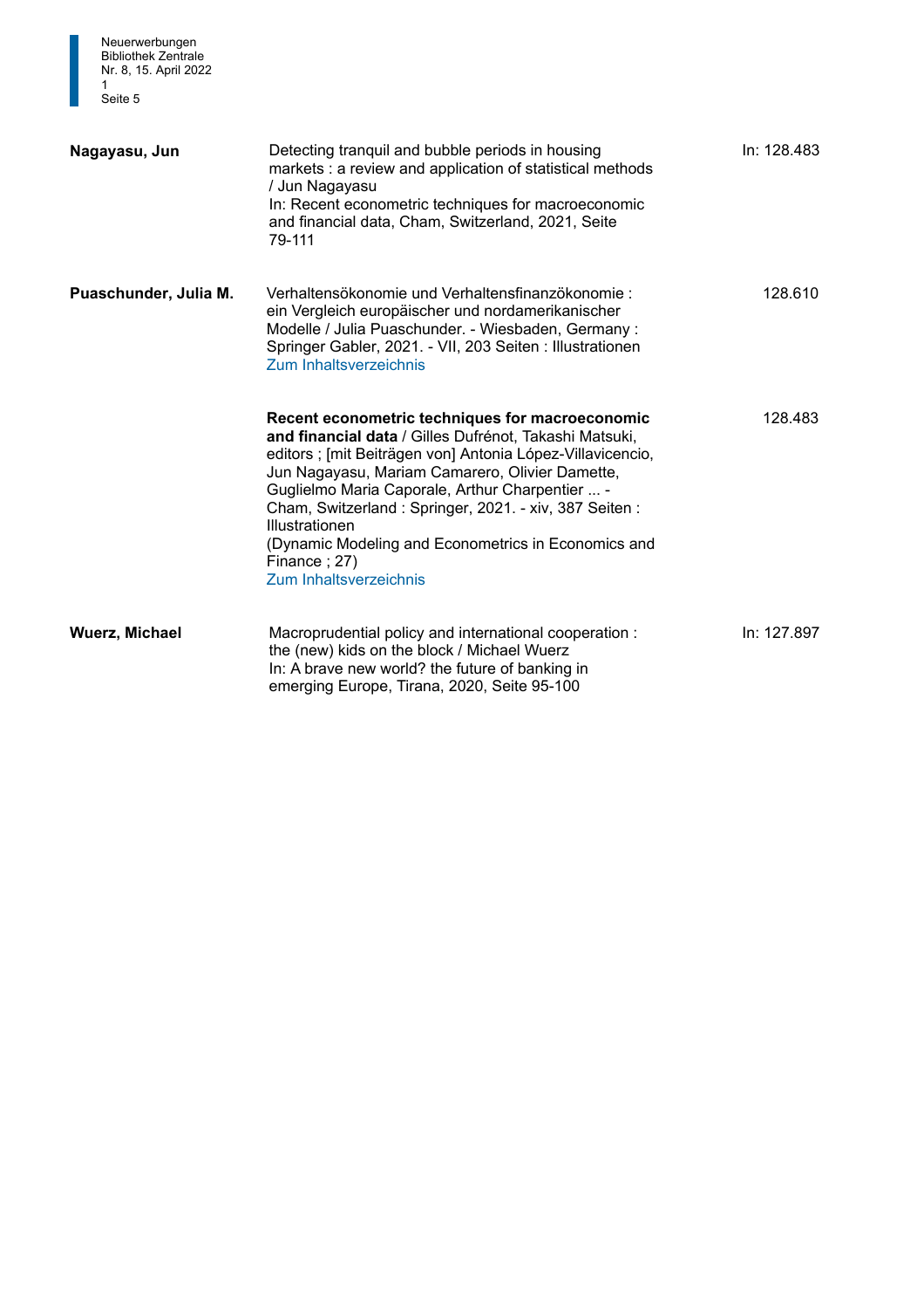| | | |
|---|---|---|
| **Nagayasu, Jun** | Detecting tranquil and bubble periods in housing markets : a review and application of statistical methods / Jun Nagayasu<br>In: Recent econometric techniques for macroeconomic and financial data, Cham, Switzerland, 2021, Seite 79-111 | In: 128.483 |
| **Puaschunder, Julia M.** | Verhaltensökonomie und Verhaltensfinanzökonomie : ein Vergleich europäischer und nordamerikanischer Modelle / Julia Puaschunder. - Wiesbaden, Germany : Springer Gabler, 2021. - VII, 203 Seiten : Illustrationen<br>Zum Inhaltsverzeichnis | 128.610 |
| | **Recent econometric techniques for macroeconomic and financial data** / Gilles Dufrénot, Takashi Matsuki, editors ; [mit Beiträgen von] Antonia López-Villavicencio, Jun Nagayasu, Mariam Camarero, Olivier Damette, Guglielmo Maria Caporale, Arthur Charpentier ... - Cham, Switzerland : Springer, 2021. - xiv, 387 Seiten : Illustrationen<br>(Dynamic Modeling and Econometrics in Economics and Finance ; 27)<br>Zum Inhaltsverzeichnis | 128.483 |
| **Wuerz, Michael** | Macroprudential policy and international cooperation : the (new) kids on the block / Michael Wuerz<br>In: A brave new world? the future of banking in emerging Europe, Tirana, 2020, Seite 95-100 | In: 127.897 |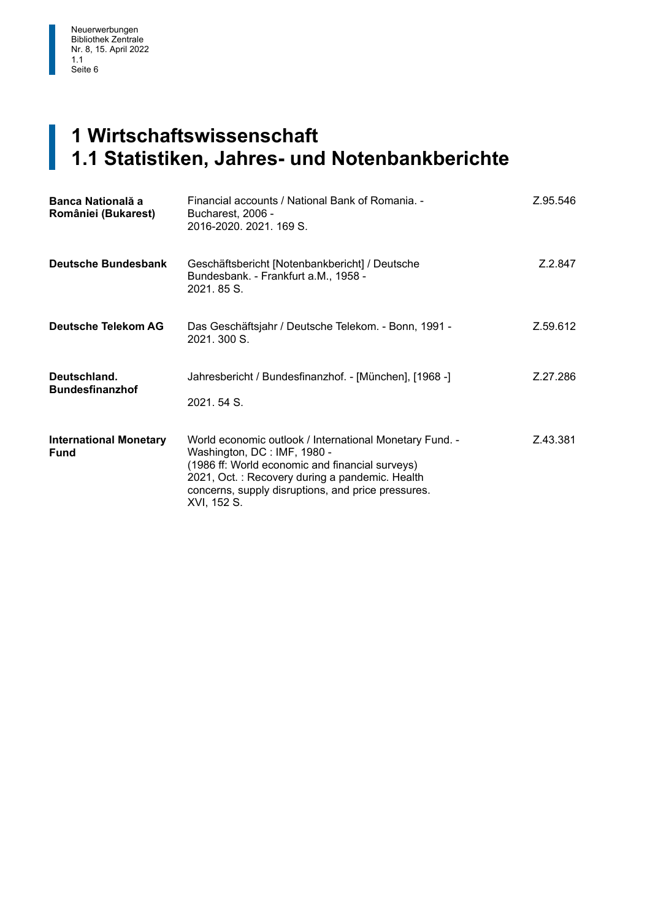# 1 Wirtschaftswissenschaft
## 1.1 Statistiken, Jahres- und Notenbankberichte

| | | |
|---|---|---|
| **Banca Națională a României (Bukarest)** | Financial accounts / National Bank of Romania. - Bucharest, 2006 -<br>2016-2020. 2021. 169 S. | Z.95.546 |
| **Deutsche Bundesbank** | Geschäftsbericht [Notenbankbericht] / Deutsche Bundesbank. - Frankfurt a.M., 1958 -<br>2021. 85 S. | Z.2.847 |
| **Deutsche Telekom AG** | Das Geschäftsjahr / Deutsche Telekom. - Bonn, 1991 -<br>2021. 300 S. | Z.59.612 |
| **Deutschland. Bundesfinanzhof** | Jahresbericht / Bundesfinanzhof. - [München], [1968 -]<br>2021. 54 S. | Z.27.286 |
| **International Monetary Fund** | World economic outlook / International Monetary Fund. - Washington, DC : IMF, 1980 -<br>(1986 ff: World economic and financial surveys)<br>2021, Oct. : Recovery during a pandemic. Health concerns, supply disruptions, and price pressures. XVI, 152 S. | Z.43.381 |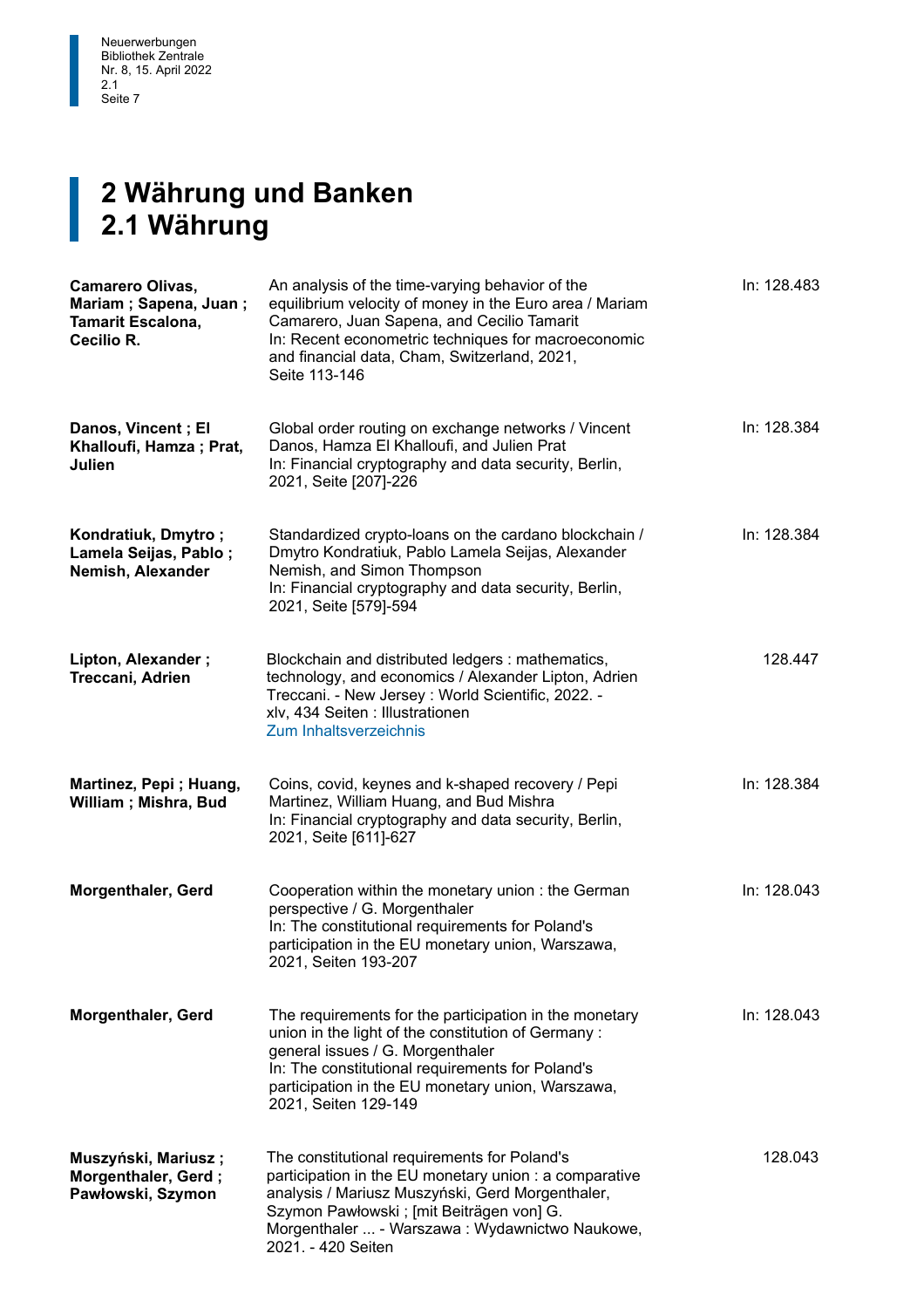# 2 Währung und Banken
## 2.1 Währung

| | | |
|---|---|---|
| **Camarero Olivas, Mariam ; Sapena, Juan ; Tamarit Escalona, Cecilio R.** | An analysis of the time-varying behavior of the equilibrium velocity of money in the Euro area / Mariam Camarero, Juan Sapena, and Cecilio Tamarit<br>In: Recent econometric techniques for macroeconomic and financial data, Cham, Switzerland, 2021, Seite 113-146 | In: 128.483 |
| **Danos, Vincent ; El Khalloufi, Hamza ; Prat, Julien** | Global order routing on exchange networks / Vincent Danos, Hamza El Khalloufi, and Julien Prat<br>In: Financial cryptography and data security, Berlin, 2021, Seite [207]-226 | In: 128.384 |
| **Kondratiuk, Dmytro ; Lamela Seijas, Pablo ; Nemish, Alexander** | Standardized crypto-loans on the cardano blockchain / Dmytro Kondratiuk, Pablo Lamela Seijas, Alexander Nemish, and Simon Thompson<br>In: Financial cryptography and data security, Berlin, 2021, Seite [579]-594 | In: 128.384 |
| **Lipton, Alexander ; Treccani, Adrien** | Blockchain and distributed ledgers : mathematics, technology, and economics / Alexander Lipton, Adrien Treccani. - New Jersey : World Scientific, 2022. - xlv, 434 Seiten : Illustrationen<br>Zum Inhaltsverzeichnis | 128.447 |
| **Martinez, Pepi ; Huang, William ; Mishra, Bud** | Coins, covid, keynes and k-shaped recovery / Pepi Martinez, William Huang, and Bud Mishra<br>In: Financial cryptography and data security, Berlin, 2021, Seite [611]-627 | In: 128.384 |
| **Morgenthaler, Gerd** | Cooperation within the monetary union : the German perspective / G. Morgenthaler<br>In: The constitutional requirements for Poland's participation in the EU monetary union, Warszawa, 2021, Seiten 193-207 | In: 128.043 |
| **Morgenthaler, Gerd** | The requirements for the participation in the monetary union in the light of the constitution of Germany : general issues / G. Morgenthaler<br>In: The constitutional requirements for Poland's participation in the EU monetary union, Warszawa, 2021, Seiten 129-149 | In: 128.043 |
| **Muszyński, Mariusz ; Morgenthaler, Gerd ; Pawłowski, Szymon** | The constitutional requirements for Poland's participation in the EU monetary union : a comparative analysis / Mariusz Muszyński, Gerd Morgenthaler, Szymon Pawłowski ; [mit Beiträgen von] G. Morgenthaler ... - Warszawa : Wydawnictwo Naukowe, 2021. - 420 Seiten | 128.043 |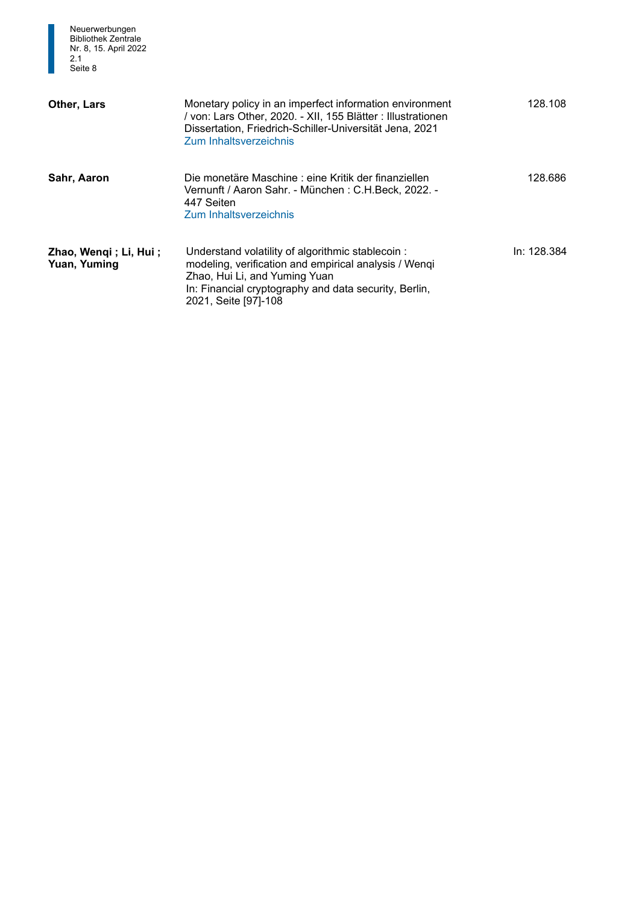| | | |
|---|---|---|
| **Other, Lars** | Monetary policy in an imperfect information environment / von: Lars Other, 2020. - XII, 155 Blätter : Illustrationen<br>Dissertation, Friedrich-Schiller-Universität Jena, 2021<br>Zum Inhaltsverzeichnis | 128.108 |
| **Sahr, Aaron** | Die monetäre Maschine : eine Kritik der finanziellen Vernunft / Aaron Sahr. - München : C.H.Beck, 2022. - 447 Seiten<br>Zum Inhaltsverzeichnis | 128.686 |
| **Zhao, Wenqi ; Li, Hui ; Yuan, Yuming** | Understand volatility of algorithmic stablecoin : modeling, verification and empirical analysis / Wenqi Zhao, Hui Li, and Yuming Yuan<br>In: Financial cryptography and data security, Berlin, 2021, Seite [97]-108 | In: 128.384 |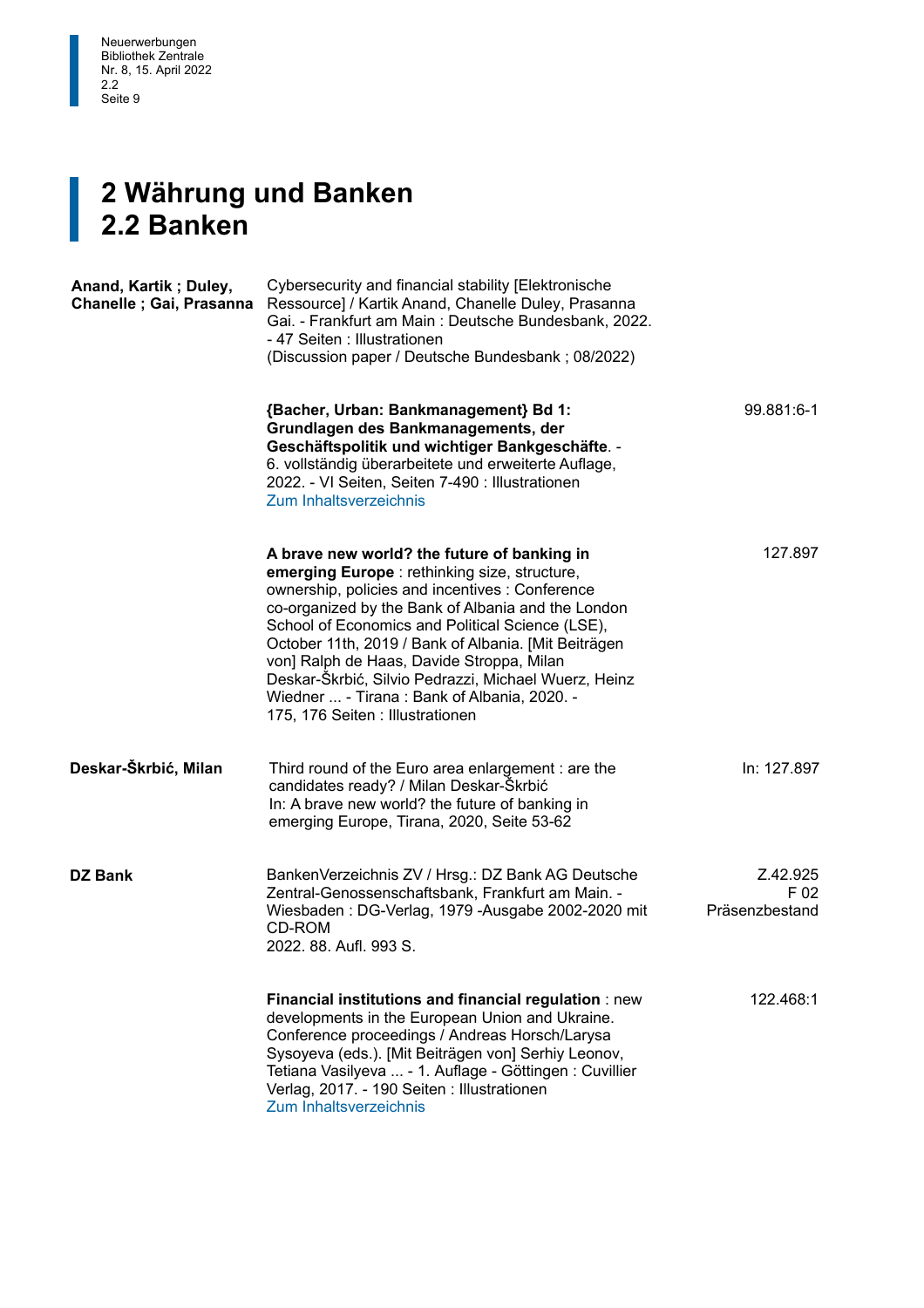# 2 Währung und Banken
## 2.2 Banken

| | | |
|---|---|---|
| **Anand, Kartik ; Duley, Chanelle ; Gai, Prasanna** | Cybersecurity and financial stability [Elektronische Ressource] / Kartik Anand, Chanelle Duley, Prasanna Gai. - Frankfurt am Main : Deutsche Bundesbank, 2022. - 47 Seiten : Illustrationen<br>(Discussion paper / Deutsche Bundesbank ; 08/2022) | |
| | **{Bacher, Urban: Bankmanagement} Bd 1: Grundlagen des Bankmanagements, der Geschäftspolitik und wichtiger Bankgeschäfte**. - 6. vollständig überarbeitete und erweiterte Auflage, 2022. - VI Seiten, Seiten 7-490 : Illustrationen<br>Zum Inhaltsverzeichnis | 99.881:6-1 |
| | **A brave new world? the future of banking in emerging Europe** : rethinking size, structure, ownership, policies and incentives : Conference co-organized by the Bank of Albania and the London School of Economics and Political Science (LSE), October 11th, 2019 / Bank of Albania. [Mit Beiträgen von] Ralph de Haas, Davide Stroppa, Milan Deskar-Škrbić, Silvio Pedrazzi, Michael Wuerz, Heinz Wiedner ... - Tirana : Bank of Albania, 2020. - 175, 176 Seiten : Illustrationen | 127.897 |
| **Deskar-Škrbić, Milan** | Third round of the Euro area enlargement : are the candidates ready? / Milan Deskar-Škrbić<br>In: A brave new world? the future of banking in emerging Europe, Tirana, 2020, Seite 53-62 | In: 127.897 |
| **DZ Bank** | BankenVerzeichnis ZV / Hrsg.: DZ Bank AG Deutsche Zentral-Genossenschaftsbank, Frankfurt am Main. - Wiesbaden : DG-Verlag, 1979 -Ausgabe 2002-2020 mit CD-ROM<br>2022. 88. Aufl. 993 S. | Z.42.925<br>F 02<br>Präsenzbestand |
| | **Financial institutions and financial regulation** : new developments in the European Union and Ukraine. Conference proceedings / Andreas Horsch/Larysa Sysoyeva (eds.). [Mit Beiträgen von] Serhiy Leonov, Tetiana Vasilyeva ... - 1. Auflage - Göttingen : Cuvillier Verlag, 2017. - 190 Seiten : Illustrationen<br>Zum Inhaltsverzeichnis | 122.468:1 |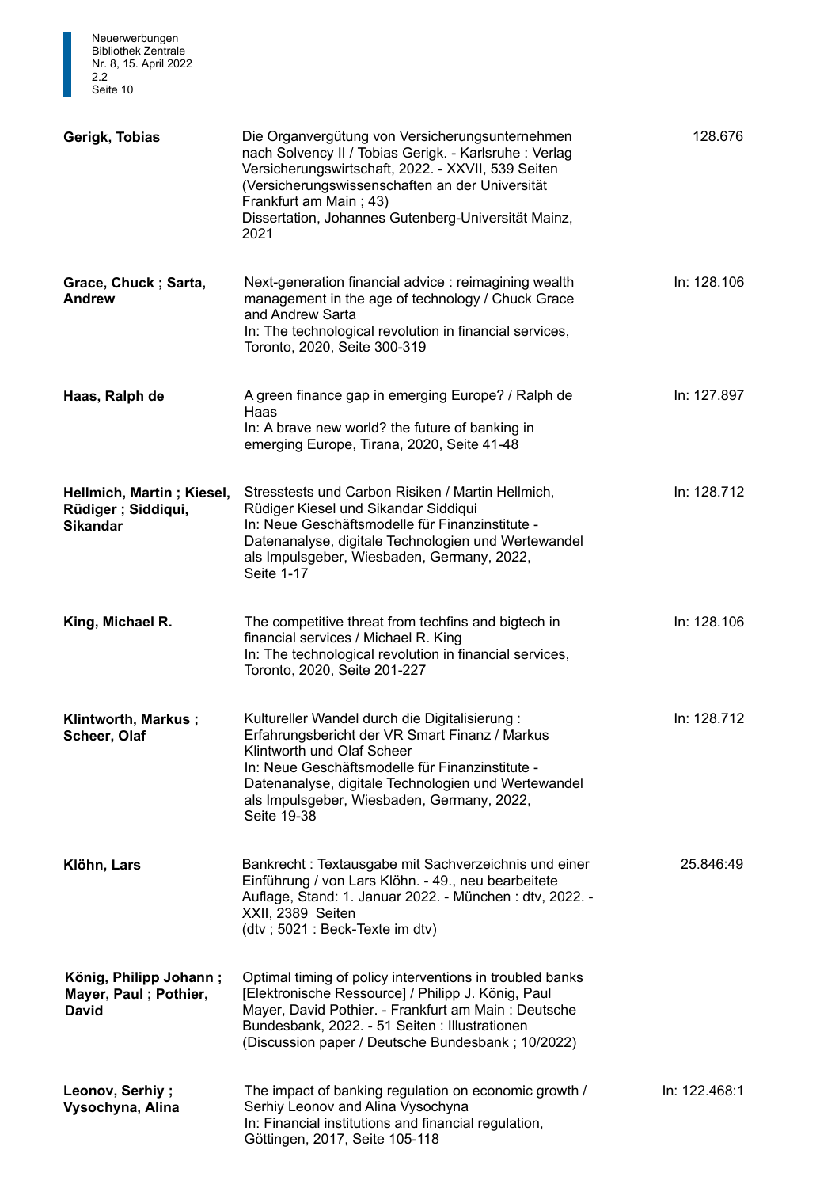| Author | Title | Signature |
|---|---|---|
| **Gerigk, Tobias** | Die Organvergütung von Versicherungsunternehmen nach Solvency II / Tobias Gerigk. - Karlsruhe : Verlag Versicherungswirtschaft, 2022. - XXVII, 539 Seiten (Versicherungswissenschaften an der Universität Frankfurt am Main ; 43)<br>Dissertation, Johannes Gutenberg-Universität Mainz, 2021 | 128.676 |
| **Grace, Chuck ; Sarta, Andrew** | Next-generation financial advice : reimagining wealth management in the age of technology / Chuck Grace and Andrew Sarta<br>In: The technological revolution in financial services, Toronto, 2020, Seite 300-319 | In: 128.106 |
| **Haas, Ralph de** | A green finance gap in emerging Europe? / Ralph de Haas<br>In: A brave new world? the future of banking in emerging Europe, Tirana, 2020, Seite 41-48 | In: 127.897 |
| **Hellmich, Martin ; Kiesel, Rüdiger ; Siddiqui, Sikandar** | Stresstests und Carbon Risiken / Martin Hellmich, Rüdiger Kiesel und Sikandar Siddiqui<br>In: Neue Geschäftsmodelle für Finanzinstitute - Datenanalyse, digitale Technologien und Wertewandel als Impulsgeber, Wiesbaden, Germany, 2022, Seite 1-17 | In: 128.712 |
| **King, Michael R.** | The competitive threat from techfins and bigtech in financial services / Michael R. King<br>In: The technological revolution in financial services, Toronto, 2020, Seite 201-227 | In: 128.106 |
| **Klintworth, Markus ; Scheer, Olaf** | Kultureller Wandel durch die Digitalisierung : Erfahrungsbericht der VR Smart Finanz / Markus Klintworth und Olaf Scheer<br>In: Neue Geschäftsmodelle für Finanzinstitute - Datenanalyse, digitale Technologien und Wertewandel als Impulsgeber, Wiesbaden, Germany, 2022, Seite 19-38 | In: 128.712 |
| **Klöhn, Lars** | Bankrecht : Textausgabe mit Sachverzeichnis und einer Einführung / von Lars Klöhn. - 49., neu bearbeitete Auflage, Stand: 1. Januar 2022. - München : dtv, 2022. - XXII, 2389 Seiten<br>(dtv ; 5021 : Beck-Texte im dtv) | 25.846:49 |
| **König, Philipp Johann ; Mayer, Paul ; Pothier, David** | Optimal timing of policy interventions in troubled banks [Elektronische Ressource] / Philipp J. König, Paul Mayer, David Pothier. - Frankfurt am Main : Deutsche Bundesbank, 2022. - 51 Seiten : Illustrationen<br>(Discussion paper / Deutsche Bundesbank ; 10/2022) | |
| **Leonov, Serhiy ; Vysochyna, Alina** | The impact of banking regulation on economic growth / Serhiy Leonov and Alina Vysochyna<br>In: Financial institutions and financial regulation, Göttingen, 2017, Seite 105-118 | In: 122.468:1 |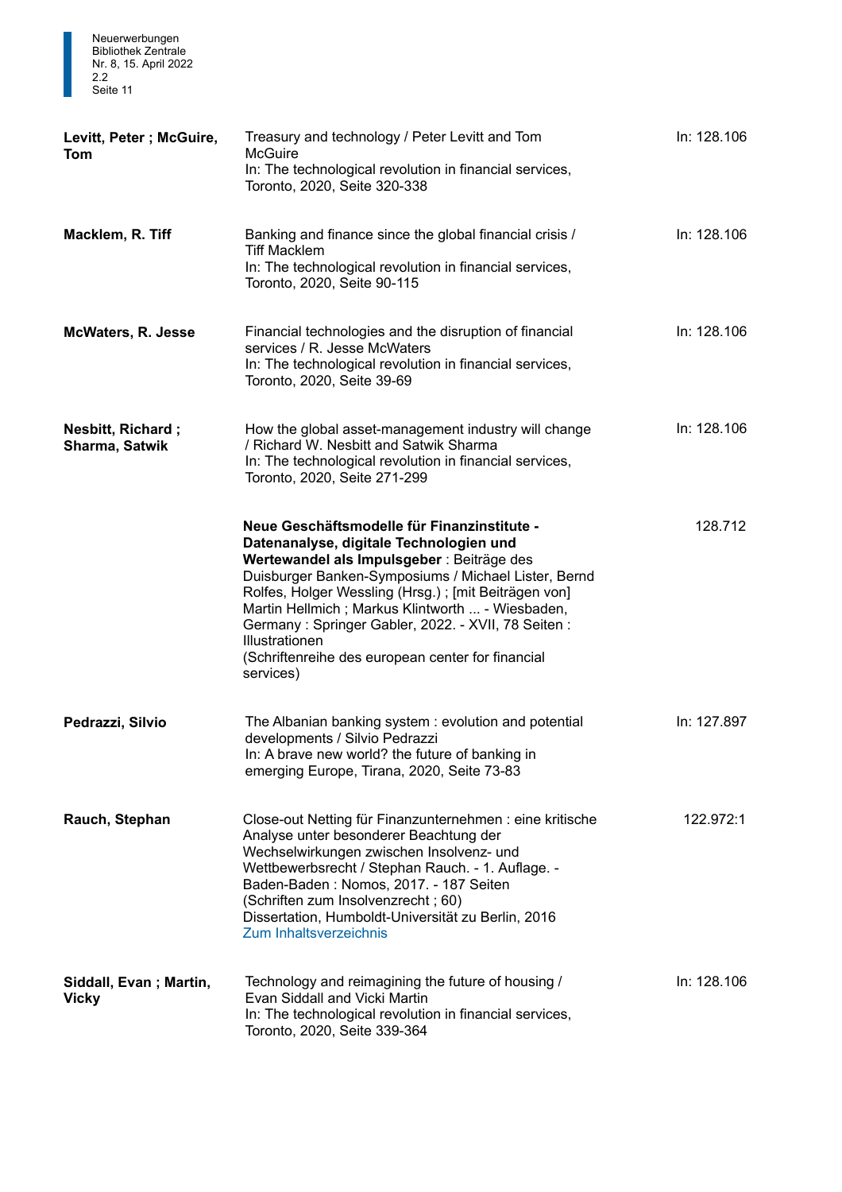| | | |
|---|---|---|
| **Levitt, Peter ; McGuire, Tom** | Treasury and technology / Peter Levitt and Tom McGuire<br>In: The technological revolution in financial services, Toronto, 2020, Seite 320-338 | In: 128.106 |
| **Macklem, R. Tiff** | Banking and finance since the global financial crisis / Tiff Macklem<br>In: The technological revolution in financial services, Toronto, 2020, Seite 90-115 | In: 128.106 |
| **McWaters, R. Jesse** | Financial technologies and the disruption of financial services / R. Jesse McWaters<br>In: The technological revolution in financial services, Toronto, 2020, Seite 39-69 | In: 128.106 |
| **Nesbitt, Richard ; Sharma, Satwik** | How the global asset-management industry will change / Richard W. Nesbitt and Satwik Sharma<br>In: The technological revolution in financial services, Toronto, 2020, Seite 271-299 | In: 128.106 |
| | **Neue Geschäftsmodelle für Finanzinstitute - Datenanalyse, digitale Technologien und Wertewandel als Impulsgeber** : Beiträge des Duisburger Banken-Symposiums / Michael Lister, Bernd Rolfes, Holger Wessling (Hrsg.) ; [mit Beiträgen von] Martin Hellmich ; Markus Klintworth ... - Wiesbaden, Germany : Springer Gabler, 2022. - XVII, 78 Seiten : Illustrationen<br>(Schriftenreihe des european center for financial services) | 128.712 |
| **Pedrazzi, Silvio** | The Albanian banking system : evolution and potential developments / Silvio Pedrazzi<br>In: A brave new world? the future of banking in emerging Europe, Tirana, 2020, Seite 73-83 | In: 127.897 |
| **Rauch, Stephan** | Close-out Netting für Finanzunternehmen : eine kritische Analyse unter besonderer Beachtung der Wechselwirkungen zwischen Insolvenz- und Wettbewerbsrecht / Stephan Rauch. - 1. Auflage. - Baden-Baden : Nomos, 2017. - 187 Seiten<br>(Schriften zum Insolvenzrecht ; 60)<br>Dissertation, Humboldt-Universität zu Berlin, 2016<br>Zum Inhaltsverzeichnis | 122.972:1 |
| **Siddall, Evan ; Martin, Vicky** | Technology and reimagining the future of housing / Evan Siddall and Vicki Martin<br>In: The technological revolution in financial services, Toronto, 2020, Seite 339-364 | In: 128.106 |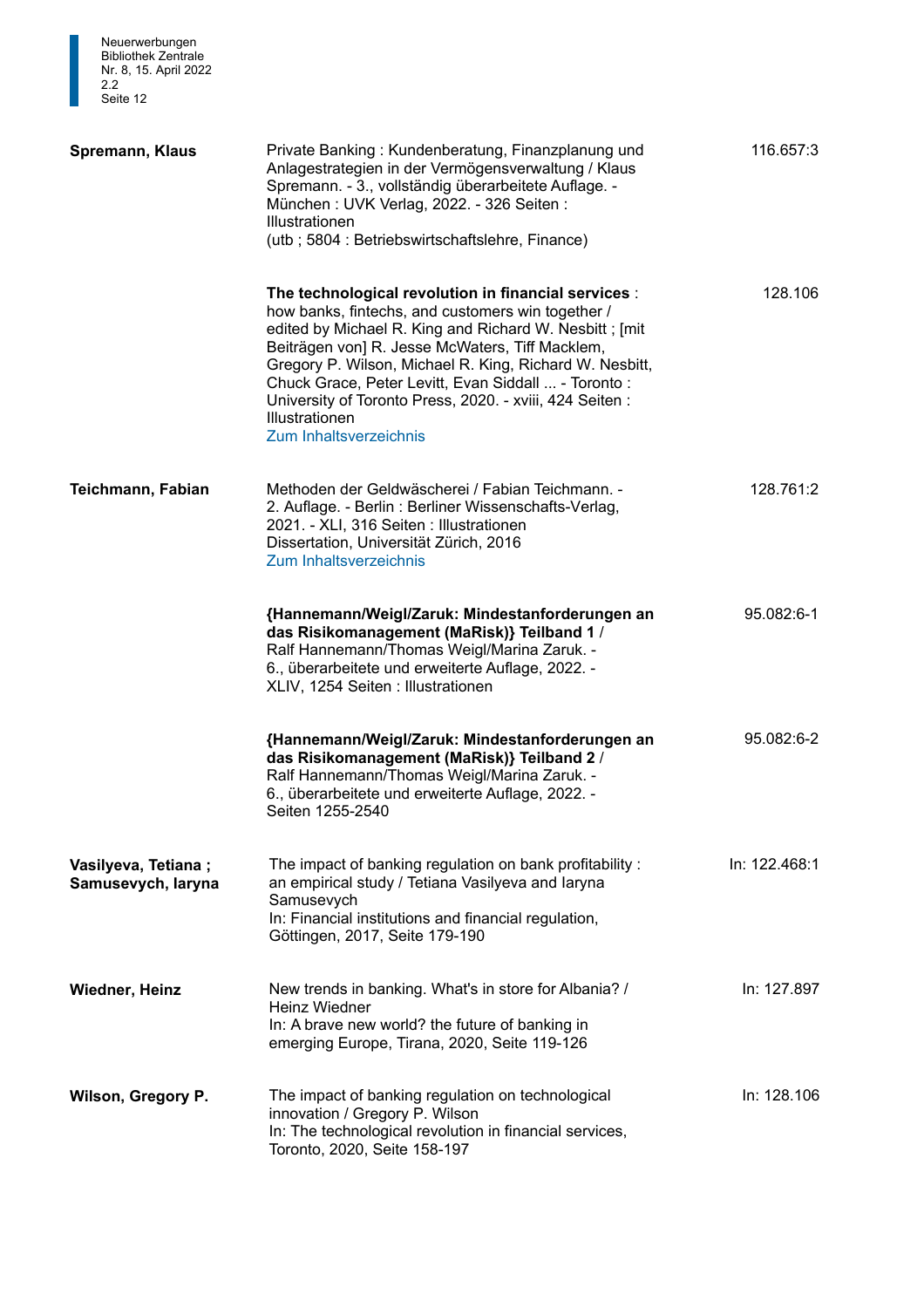| | | |
|---|---|---|
| **Spremann, Klaus** | Private Banking : Kundenberatung, Finanzplanung und Anlagestrategien in der Vermögensverwaltung / Klaus Spremann. - 3., vollständig überarbeitete Auflage. - München : UVK Verlag, 2022. - 326 Seiten : Illustrationen<br>(utb ; 5804 : Betriebswirtschaftslehre, Finance) | 116.657:3 |
| | **The technological revolution in financial services** : how banks, fintechs, and customers win together / edited by Michael R. King and Richard W. Nesbitt ; [mit Beiträgen von] R. Jesse McWaters, Tiff Macklem, Gregory P. Wilson, Michael R. King, Richard W. Nesbitt, Chuck Grace, Peter Levitt, Evan Siddall ... - Toronto : University of Toronto Press, 2020. - xviii, 424 Seiten : Illustrationen<br>Zum Inhaltsverzeichnis | 128.106 |
| **Teichmann, Fabian** | Methoden der Geldwäscherei / Fabian Teichmann. - 2. Auflage. - Berlin : Berliner Wissenschafts-Verlag, 2021. - XLI, 316 Seiten : Illustrationen<br>Dissertation, Universität Zürich, 2016<br>Zum Inhaltsverzeichnis | 128.761:2 |
| | **{Hannemann/Weigl/Zaruk: Mindestanforderungen an das Risikomanagement (MaRisk)} Teilband 1** / Ralf Hannemann/Thomas Weigl/Marina Zaruk. - 6., überarbeitete und erweiterte Auflage, 2022. - XLIV, 1254 Seiten : Illustrationen | 95.082:6-1 |
| | **{Hannemann/Weigl/Zaruk: Mindestanforderungen an das Risikomanagement (MaRisk)} Teilband 2** / Ralf Hannemann/Thomas Weigl/Marina Zaruk. - 6., überarbeitete und erweiterte Auflage, 2022. - Seiten 1255-2540 | 95.082:6-2 |
| **Vasilyeva, Tetiana ; Samusevych, Iaryna** | The impact of banking regulation on bank profitability : an empirical study / Tetiana Vasilyeva and Iaryna Samusevych<br>In: Financial institutions and financial regulation, Göttingen, 2017, Seite 179-190 | In: 122.468:1 |
| **Wiedner, Heinz** | New trends in banking. What's in store for Albania? / Heinz Wiedner<br>In: A brave new world? the future of banking in emerging Europe, Tirana, 2020, Seite 119-126 | In: 127.897 |
| **Wilson, Gregory P.** | The impact of banking regulation on technological innovation / Gregory P. Wilson<br>In: The technological revolution in financial services, Toronto, 2020, Seite 158-197 | In: 128.106 |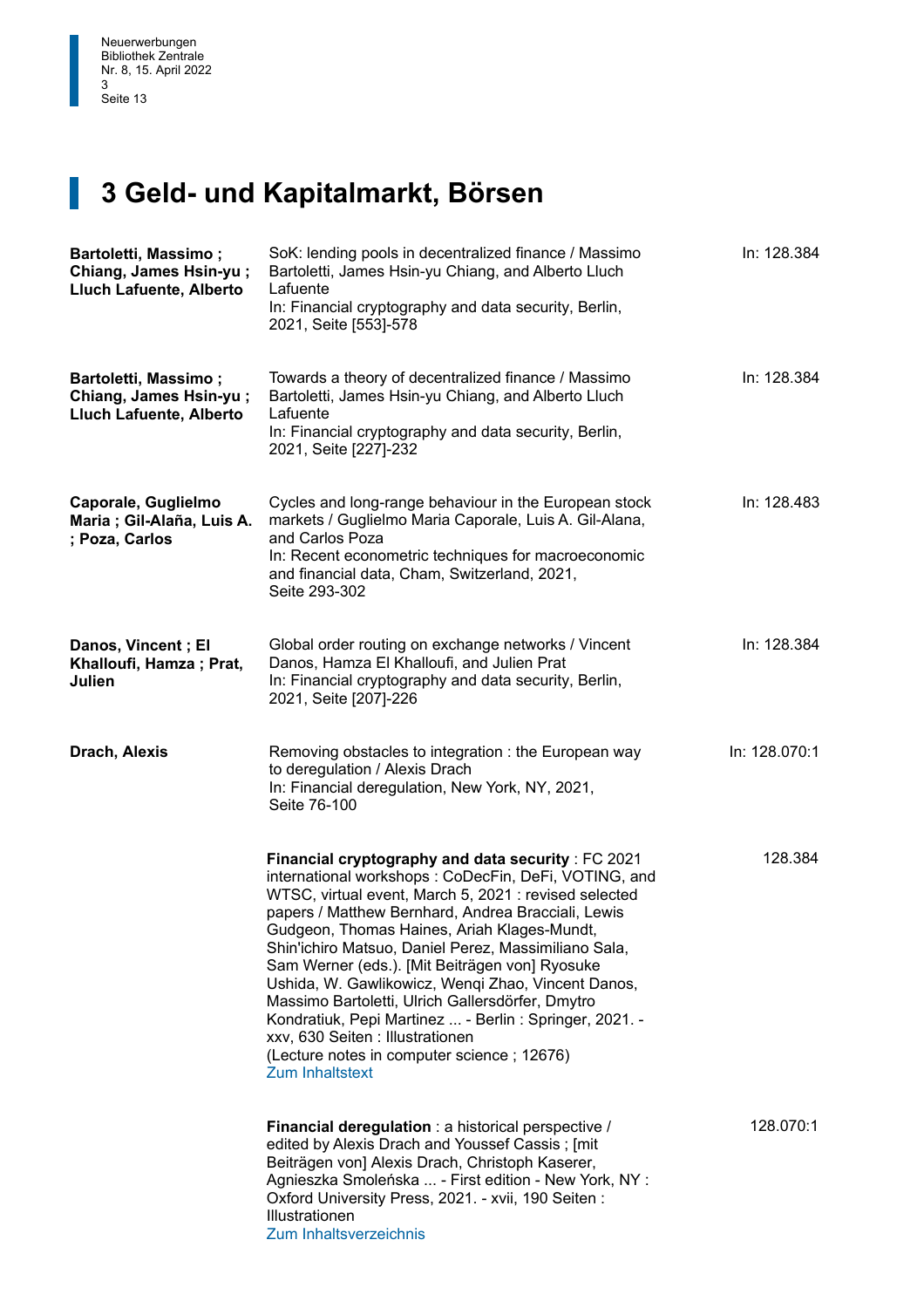# 3 Geld- und Kapitalmarkt, Börsen

| | | |
|---|---|---|
| **Bartoletti, Massimo ; Chiang, James Hsin-yu ; Lluch Lafuente, Alberto** | SoK: lending pools in decentralized finance / Massimo Bartoletti, James Hsin-yu Chiang, and Alberto Lluch Lafuente<br>In: Financial cryptography and data security, Berlin, 2021, Seite [553]-578 | In: 128.384 |
| **Bartoletti, Massimo ; Chiang, James Hsin-yu ; Lluch Lafuente, Alberto** | Towards a theory of decentralized finance / Massimo Bartoletti, James Hsin-yu Chiang, and Alberto Lluch Lafuente<br>In: Financial cryptography and data security, Berlin, 2021, Seite [227]-232 | In: 128.384 |
| **Caporale, Guglielmo Maria ; Gil-Alaña, Luis A. ; Poza, Carlos** | Cycles and long-range behaviour in the European stock markets / Guglielmo Maria Caporale, Luis A. Gil-Alana, and Carlos Poza<br>In: Recent econometric techniques for macroeconomic and financial data, Cham, Switzerland, 2021, Seite 293-302 | In: 128.483 |
| **Danos, Vincent ; El Khalloufi, Hamza ; Prat, Julien** | Global order routing on exchange networks / Vincent Danos, Hamza El Khalloufi, and Julien Prat<br>In: Financial cryptography and data security, Berlin, 2021, Seite [207]-226 | In: 128.384 |
| **Drach, Alexis** | Removing obstacles to integration : the European way to deregulation / Alexis Drach<br>In: Financial deregulation, New York, NY, 2021, Seite 76-100 | In: 128.070:1 |
| | **Financial cryptography and data security** : FC 2021 international workshops : CoDecFin, DeFi, VOTING, and WTSC, virtual event, March 5, 2021 : revised selected papers / Matthew Bernhard, Andrea Bracciali, Lewis Gudgeon, Thomas Haines, Ariah Klages-Mundt, Shin'ichiro Matsuo, Daniel Perez, Massimiliano Sala, Sam Werner (eds.). [Mit Beiträgen von] Ryosuke Ushida, W. Gawlikowicz, Wenqi Zhao, Vincent Danos, Massimo Bartoletti, Ulrich Gallersdörfer, Dmytro Kondratiuk, Pepi Martinez ... - Berlin : Springer, 2021. - xxv, 630 Seiten : Illustrationen<br>(Lecture notes in computer science ; 12676)<br>Zum Inhaltstext | 128.384 |
| | **Financial deregulation** : a historical perspective / edited by Alexis Drach and Youssef Cassis ; [mit Beiträgen von] Alexis Drach, Christoph Kaserer, Agnieszka Smoleńska ... - First edition - New York, NY : Oxford University Press, 2021. - xvii, 190 Seiten : Illustrationen<br>Zum Inhaltsverzeichnis | 128.070:1 |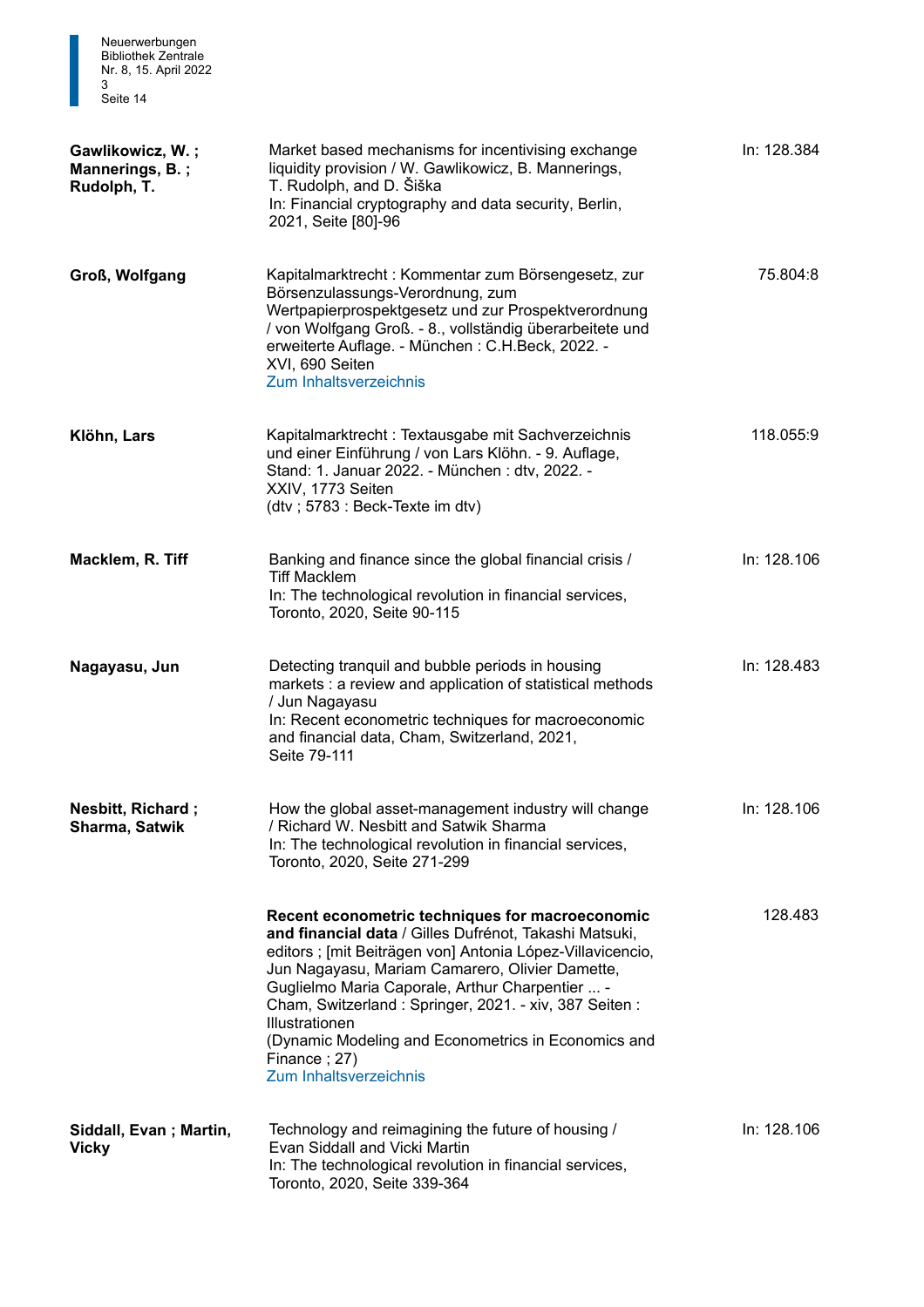| Autor | Titel | Signatur |
| --- | --- | --- |
| **Gawlikowicz, W. ; Mannerings, B. ; Rudolph, T.** | Market based mechanisms for incentivising exchange liquidity provision / W. Gawlikowicz, B. Mannerings, T. Rudolph, and D. Šiška<br>In: Financial cryptography and data security, Berlin, 2021, Seite [80]-96 | In: 128.384 |
| **Groß, Wolfgang** | Kapitalmarktrecht : Kommentar zum Börsengesetz, zur Börsenzulassungs-Verordnung, zum Wertpapierprospektgesetz und zur Prospektverordnung / von Wolfgang Groß. - 8., vollständig überarbeitete und erweiterte Auflage. - München : C.H.Beck, 2022. - XVI, 690 Seiten<br>Zum Inhaltsverzeichnis | 75.804:8 |
| **Klöhn, Lars** | Kapitalmarktrecht : Textausgabe mit Sachverzeichnis und einer Einführung / von Lars Klöhn. - 9. Auflage, Stand: 1. Januar 2022. - München : dtv, 2022. - XXIV, 1773 Seiten<br>(dtv ; 5783 : Beck-Texte im dtv) | 118.055:9 |
| **Macklem, R. Tiff** | Banking and finance since the global financial crisis / Tiff Macklem<br>In: The technological revolution in financial services, Toronto, 2020, Seite 90-115 | In: 128.106 |
| **Nagayasu, Jun** | Detecting tranquil and bubble periods in housing markets : a review and application of statistical methods / Jun Nagayasu<br>In: Recent econometric techniques for macroeconomic and financial data, Cham, Switzerland, 2021, Seite 79-111 | In: 128.483 |
| **Nesbitt, Richard ; Sharma, Satwik** | How the global asset-management industry will change / Richard W. Nesbitt and Satwik Sharma<br>In: The technological revolution in financial services, Toronto, 2020, Seite 271-299 | In: 128.106 |
| | **Recent econometric techniques for macroeconomic and financial data** / Gilles Dufrénot, Takashi Matsuki, editors ; [mit Beiträgen von] Antonia López-Villavicencio, Jun Nagayasu, Mariam Camarero, Olivier Damette, Guglielmo Maria Caporale, Arthur Charpentier ... - Cham, Switzerland : Springer, 2021. - xiv, 387 Seiten : Illustrationen<br>(Dynamic Modeling and Econometrics in Economics and Finance ; 27)<br>Zum Inhaltsverzeichnis | 128.483 |
| **Siddall, Evan ; Martin, Vicky** | Technology and reimagining the future of housing / Evan Siddall and Vicki Martin<br>In: The technological revolution in financial services, Toronto, 2020, Seite 339-364 | In: 128.106 |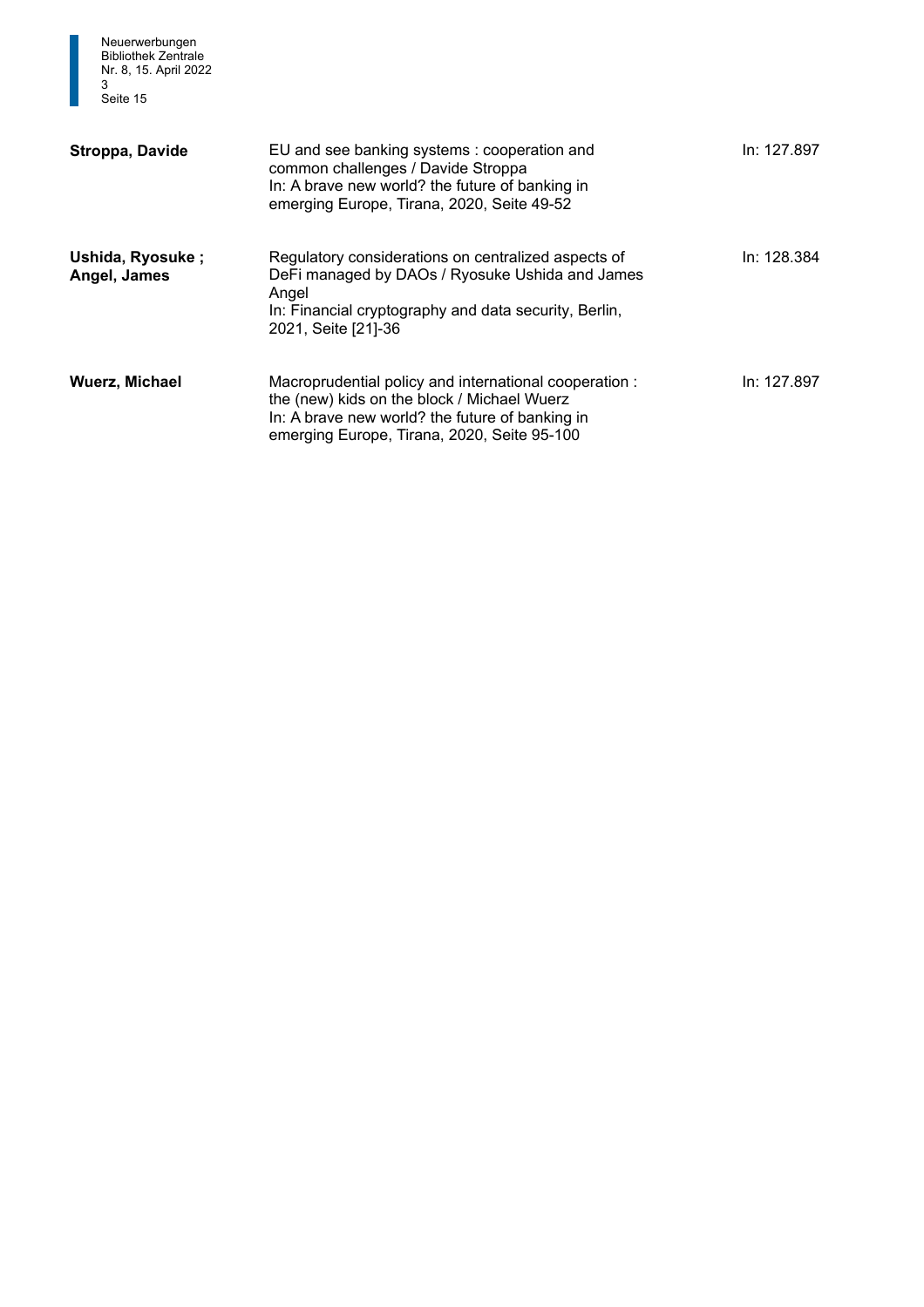| | | |
|---|---|---|
| **Stroppa, Davide** | EU and see banking systems : cooperation and common challenges / Davide Stroppa<br>In: A brave new world? the future of banking in emerging Europe, Tirana, 2020, Seite 49-52 | In: 127.897 |
| **Ushida, Ryosuke ; Angel, James** | Regulatory considerations on centralized aspects of DeFi managed by DAOs / Ryosuke Ushida and James Angel<br>In: Financial cryptography and data security, Berlin, 2021, Seite [21]-36 | In: 128.384 |
| **Wuerz, Michael** | Macroprudential policy and international cooperation : the (new) kids on the block / Michael Wuerz<br>In: A brave new world? the future of banking in emerging Europe, Tirana, 2020, Seite 95-100 | In: 127.897 |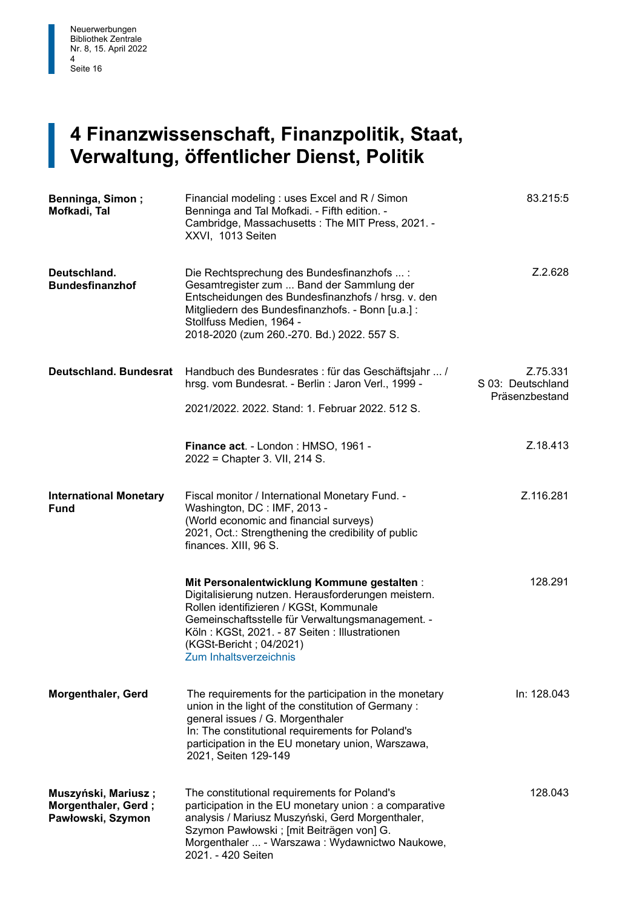# 4 Finanzwissenschaft, Finanzpolitik, Staat, Verwaltung, öffentlicher Dienst, Politik

| | | |
|---|---|---|
| **Benninga, Simon ; Mofkadi, Tal** | Financial modeling : uses Excel and R / Simon Benninga and Tal Mofkadi. - Fifth edition. - Cambridge, Massachusetts : The MIT Press, 2021. - XXVI, 1013 Seiten | 83.215:5 |
| **Deutschland. Bundesfinanzhof** | Die Rechtsprechung des Bundesfinanzhofs ... : Gesamtregister zum ... Band der Sammlung der Entscheidungen des Bundesfinanzhofs / hrsg. v. den Mitgliedern des Bundesfinanzhofs. - Bonn [u.a.] : Stollfuss Medien, 1964 -<br>2018-2020 (zum 260.-270. Bd.) 2022. 557 S. | Z.2.628 |
| **Deutschland. Bundesrat** | Handbuch des Bundesrates : für das Geschäftsjahr ... / hrsg. vom Bundesrat. - Berlin : Jaron Verl., 1999 -<br>2021/2022. 2022. Stand: 1. Februar 2022. 512 S. | Z.75.331<br>S 03: Deutschland<br>Präsenzbestand |
| | **Finance act**. - London : HMSO, 1961 -<br>2022 = Chapter 3. VII, 214 S. | Z.18.413 |
| **International Monetary Fund** | Fiscal monitor / International Monetary Fund. - Washington, DC : IMF, 2013 -<br>(World economic and financial surveys)<br>2021, Oct.: Strengthening the credibility of public finances. XIII, 96 S. | Z.116.281 |
| | **Mit Personalentwicklung Kommune gestalten** : Digitalisierung nutzen. Herausforderungen meistern. Rollen identifizieren / KGSt, Kommunale Gemeinschaftsstelle für Verwaltungsmanagement. - Köln : KGSt, 2021. - 87 Seiten : Illustrationen<br>(KGSt-Bericht ; 04/2021)<br>Zum Inhaltsverzeichnis | 128.291 |
| **Morgenthaler, Gerd** | The requirements for the participation in the monetary union in the light of the constitution of Germany : general issues / G. Morgenthaler<br>In: The constitutional requirements for Poland's participation in the EU monetary union, Warszawa, 2021, Seiten 129-149 | In: 128.043 |
| **Muszyński, Mariusz ; Morgenthaler, Gerd ; Pawłowski, Szymon** | The constitutional requirements for Poland's participation in the EU monetary union : a comparative analysis / Mariusz Muszyński, Gerd Morgenthaler, Szymon Pawłowski ; [mit Beiträgen von] G. Morgenthaler ... - Warszawa : Wydawnictwo Naukowe, 2021. - 420 Seiten | 128.043 |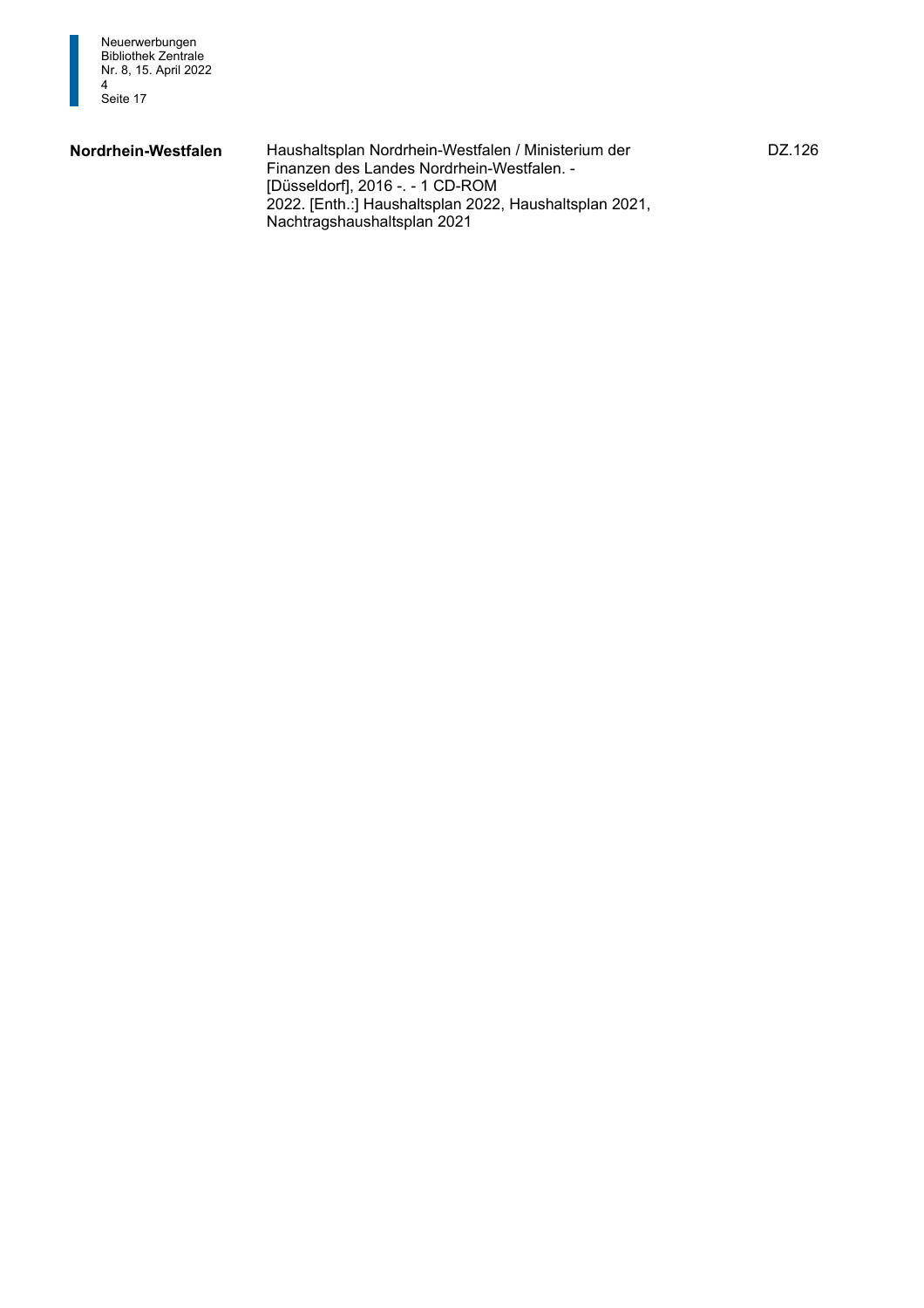| | | |
|---|---|---|
| **Nordrhein-Westfalen** | Haushaltsplan Nordrhein-Westfalen / Ministerium der Finanzen des Landes Nordrhein-Westfalen. - [Düsseldorf], 2016 -. - 1 CD-ROM<br>2022. [Enth.:] Haushaltsplan 2022, Haushaltsplan 2021, Nachtragshaushaltsplan 2021 | DZ.126 |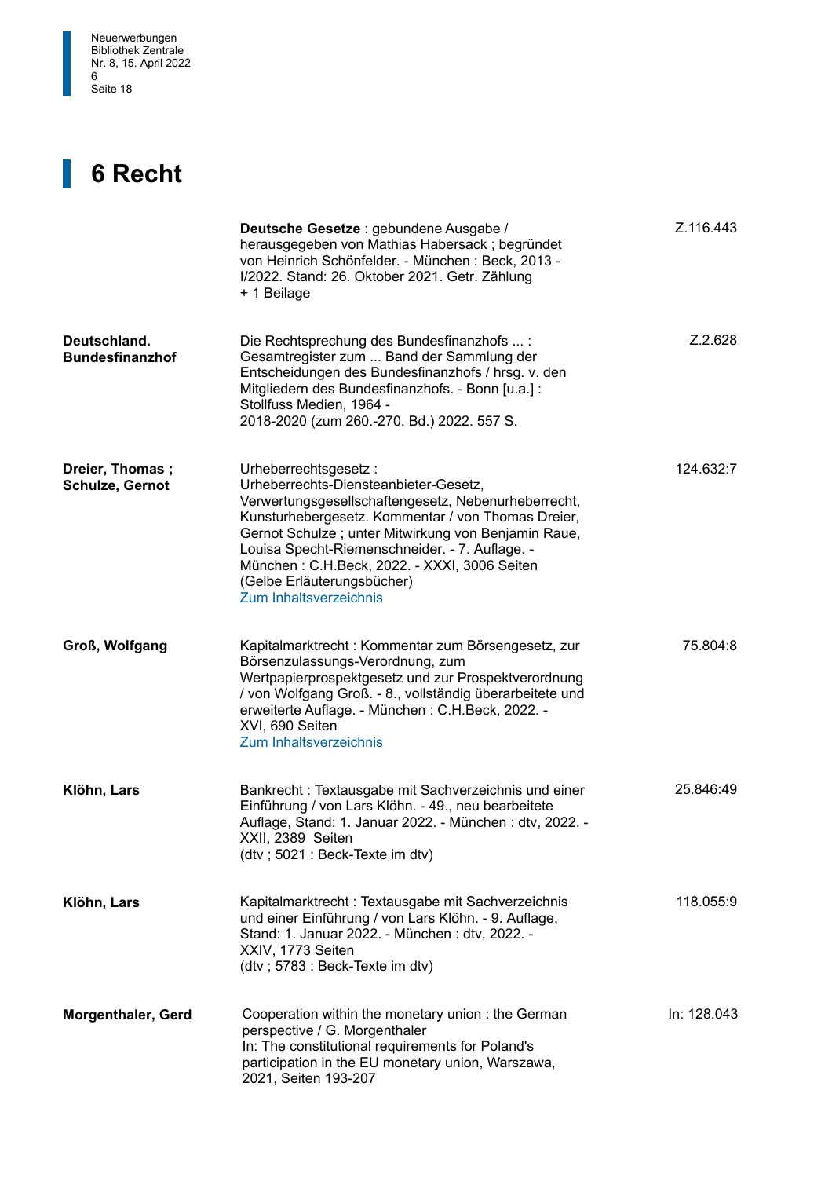# 6 Recht

| | | |
|---|---|---|
| | **Deutsche Gesetze** : gebundene Ausgabe / herausgegeben von Mathias Habersack ; begründet von Heinrich Schönfelder. - München : Beck, 2013 - I/2022. Stand: 26. Oktober 2021. Getr. Zählung + 1 Beilage | Z.116.443 |
| **Deutschland. Bundesfinanzhof** | Die Rechtsprechung des Bundesfinanzhofs ... : Gesamtregister zum ... Band der Sammlung der Entscheidungen des Bundesfinanzhofs / hrsg. v. den Mitgliedern des Bundesfinanzhofs. - Bonn [u.a.] : Stollfuss Medien, 1964 - 2018-2020 (zum 260.-270. Bd.) 2022. 557 S. | Z.2.628 |
| **Dreier, Thomas ; Schulze, Gernot** | Urheberrechtsgesetz : Urheberrechts-Diensteanbieter-Gesetz, Verwertungsgesellschaftengesetz, Nebenurheberrecht, Kunsturhebergesetz. Kommentar / von Thomas Dreier, Gernot Schulze ; unter Mitwirkung von Benjamin Raue, Louisa Specht-Riemenschneider. - 7. Auflage. - München : C.H.Beck, 2022. - XXXI, 3006 Seiten (Gelbe Erläuterungsbücher) Zum Inhaltsverzeichnis | 124.632:7 |
| **Groß, Wolfgang** | Kapitalmarktrecht : Kommentar zum Börsengesetz, zur Börsenzulassungs-Verordnung, zum Wertpapierprospektgesetz und zur Prospektverordnung / von Wolfgang Groß. - 8., vollständig überarbeitete und erweiterte Auflage. - München : C.H.Beck, 2022. - XVI, 690 Seiten Zum Inhaltsverzeichnis | 75.804:8 |
| **Klöhn, Lars** | Bankrecht : Textausgabe mit Sachverzeichnis und einer Einführung / von Lars Klöhn. - 49., neu bearbeitete Auflage, Stand: 1. Januar 2022. - München : dtv, 2022. - XXII, 2389 Seiten (dtv ; 5021 : Beck-Texte im dtv) | 25.846:49 |
| **Klöhn, Lars** | Kapitalmarktrecht : Textausgabe mit Sachverzeichnis und einer Einführung / von Lars Klöhn. - 9. Auflage, Stand: 1. Januar 2022. - München : dtv, 2022. - XXIV, 1773 Seiten (dtv ; 5783 : Beck-Texte im dtv) | 118.055:9 |
| **Morgenthaler, Gerd** | Cooperation within the monetary union : the German perspective / G. Morgenthaler In: The constitutional requirements for Poland's participation in the EU monetary union, Warszawa, 2021, Seiten 193-207 | In: 128.043 |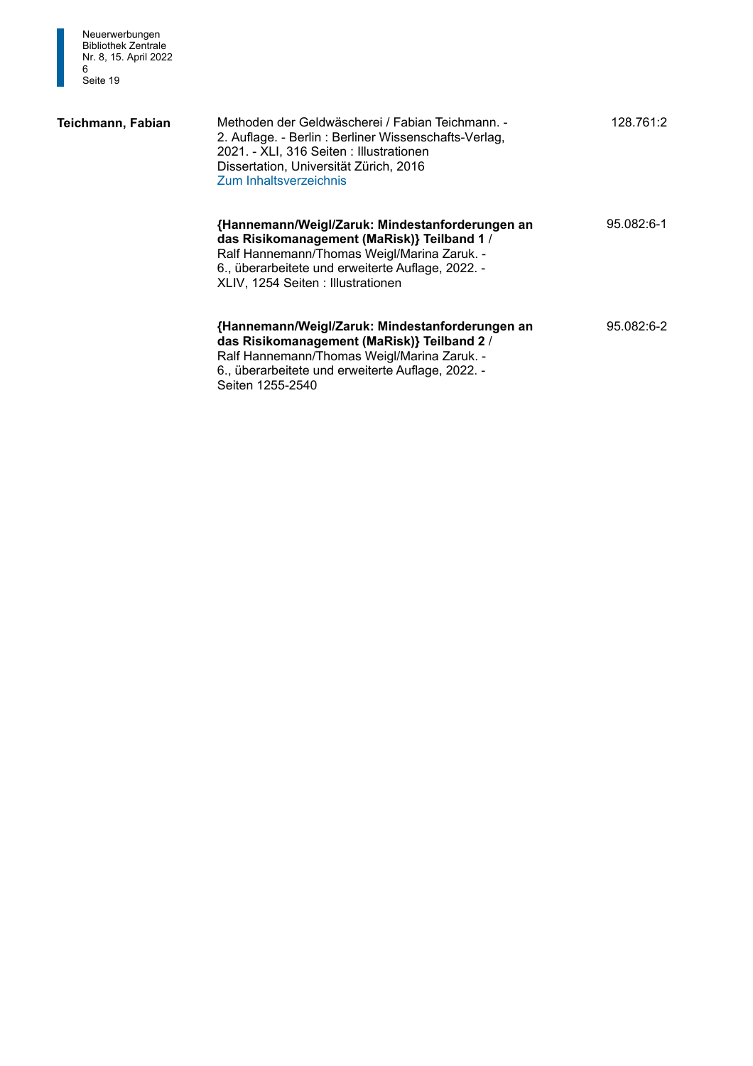| | | |
|---|---|---|
| **Teichmann, Fabian** | Methoden der Geldwäscherei / Fabian Teichmann. - 2. Auflage. - Berlin : Berliner Wissenschafts-Verlag, 2021. - XLI, 316 Seiten : Illustrationen<br>Dissertation, Universität Zürich, 2016<br>Zum Inhaltsverzeichnis | 128.761:2 |
| | **{Hannemann/Weigl/Zaruk: Mindestanforderungen an das Risikomanagement (MaRisk)} Teilband 1** / Ralf Hannemann/Thomas Weigl/Marina Zaruk. - 6., überarbeitete und erweiterte Auflage, 2022. - XLIV, 1254 Seiten : Illustrationen | 95.082:6-1 |
| | **{Hannemann/Weigl/Zaruk: Mindestanforderungen an das Risikomanagement (MaRisk)} Teilband 2** / Ralf Hannemann/Thomas Weigl/Marina Zaruk. - 6., überarbeitete und erweiterte Auflage, 2022. - Seiten 1255-2540 | 95.082:6-2 |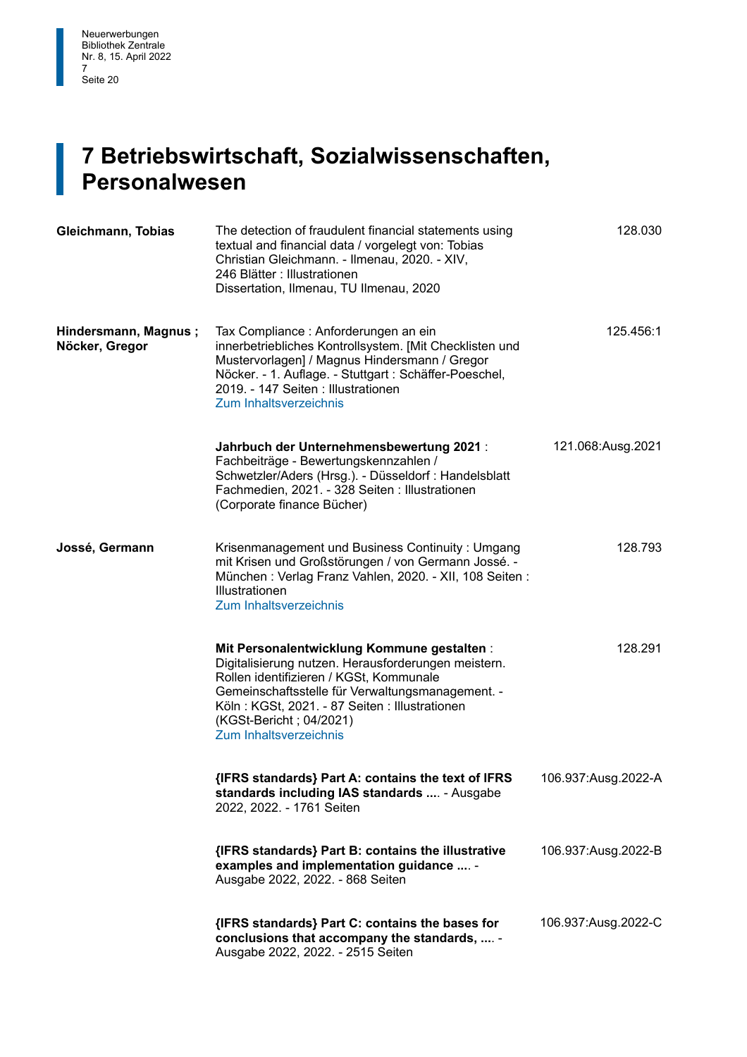# 7 Betriebswirtschaft, Sozialwissenschaften, Personalwesen

| | | |
|---|---|---|
| **Gleichmann, Tobias** | The detection of fraudulent financial statements using textual and financial data / vorgelegt von: Tobias Christian Gleichmann. - Ilmenau, 2020. - XIV, 246 Blätter : Illustrationen<br>Dissertation, Ilmenau, TU Ilmenau, 2020 | 128.030 |
| **Hindersmann, Magnus ; Nöcker, Gregor** | Tax Compliance : Anforderungen an ein innerbetriebliches Kontrollsystem. [Mit Checklisten und Mustervorlagen] / Magnus Hindersmann / Gregor Nöcker. - 1. Auflage. - Stuttgart : Schäffer-Poeschel, 2019. - 147 Seiten : Illustrationen<br>Zum Inhaltsverzeichnis | 125.456:1 |
| | **Jahrbuch der Unternehmensbewertung 2021** : Fachbeiträge - Bewertungskennzahlen / Schwetzler/Aders (Hrsg.). - Düsseldorf : Handelsblatt Fachmedien, 2021. - 328 Seiten : Illustrationen<br>(Corporate finance Bücher) | 121.068:Ausg.2021 |
| **Jossé, Germann** | Krisenmanagement und Business Continuity : Umgang mit Krisen und Großstörungen / von Germann Jossé. - München : Verlag Franz Vahlen, 2020. - XII, 108 Seiten : Illustrationen<br>Zum Inhaltsverzeichnis | 128.793 |
| | **Mit Personalentwicklung Kommune gestalten** : Digitalisierung nutzen. Herausforderungen meistern. Rollen identifizieren / KGSt, Kommunale Gemeinschaftsstelle für Verwaltungsmanagement. - Köln : KGSt, 2021. - 87 Seiten : Illustrationen<br>(KGSt-Bericht ; 04/2021)<br>Zum Inhaltsverzeichnis | 128.291 |
| | **{IFRS standards} Part A: contains the text of IFRS standards including IAS standards ....** - Ausgabe 2022, 2022. - 1761 Seiten | 106.937:Ausg.2022-A |
| | **{IFRS standards} Part B: contains the illustrative examples and implementation guidance ....** - Ausgabe 2022, 2022. - 868 Seiten | 106.937:Ausg.2022-B |
| | **{IFRS standards} Part C: contains the bases for conclusions that accompany the standards, ....** - Ausgabe 2022, 2022. - 2515 Seiten | 106.937:Ausg.2022-C |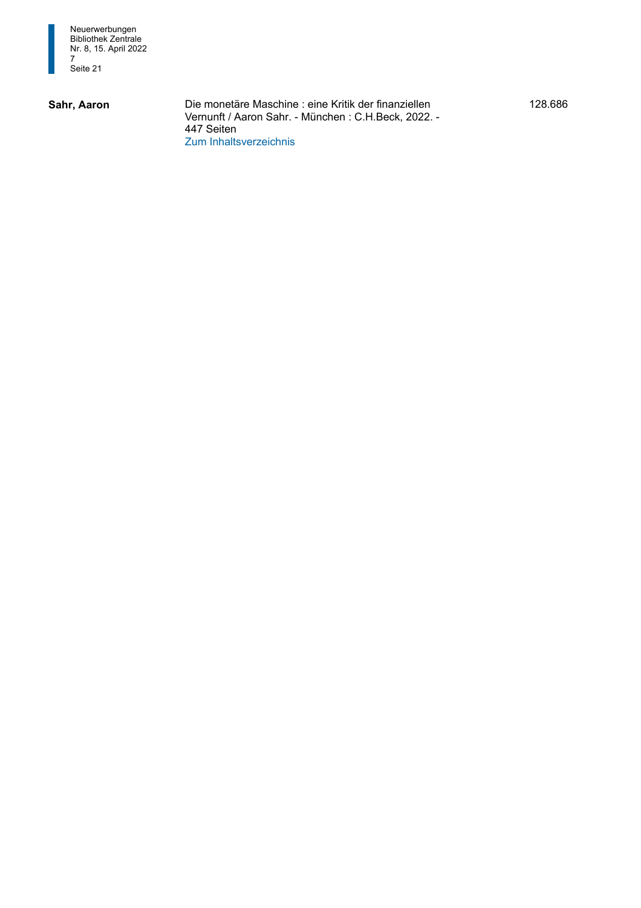| | | |
|---|---|---|
| **Sahr, Aaron** | Die monetäre Maschine : eine Kritik der finanziellen Vernunft / Aaron Sahr. - München : C.H.Beck, 2022. - 447 Seiten<br>Zum Inhaltsverzeichnis | 128.686 |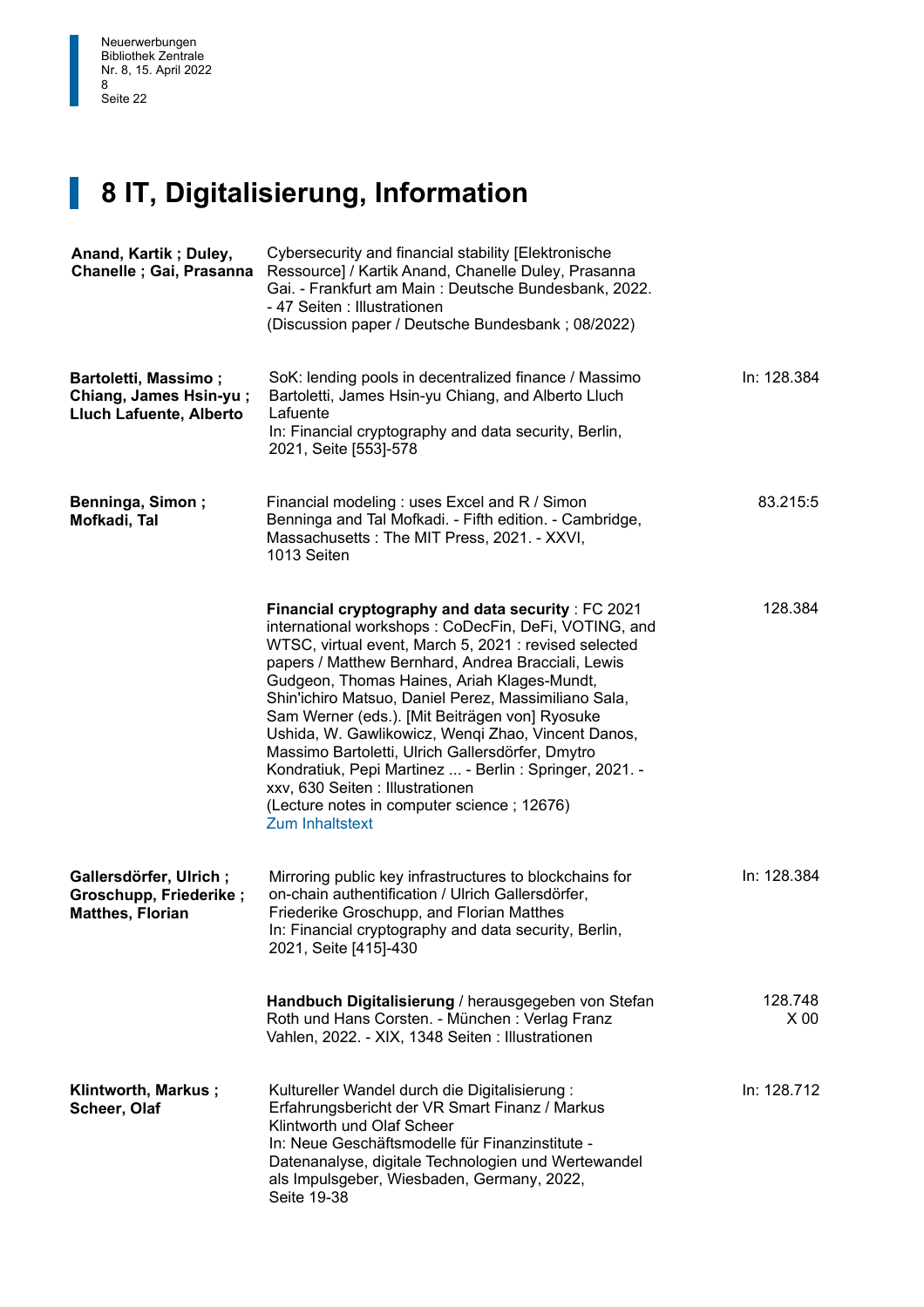# 8 IT, Digitalisierung, Information

| Autor | Titel | Signatur |
| --- | --- | --- |
| **Anand, Kartik ; Duley, Chanelle ; Gai, Prasanna** | Cybersecurity and financial stability [Elektronische Ressource] / Kartik Anand, Chanelle Duley, Prasanna Gai. - Frankfurt am Main : Deutsche Bundesbank, 2022. - 47 Seiten : Illustrationen (Discussion paper / Deutsche Bundesbank ; 08/2022) | |
| **Bartoletti, Massimo ; Chiang, James Hsin-yu ; Lluch Lafuente, Alberto** | SoK: lending pools in decentralized finance / Massimo Bartoletti, James Hsin-yu Chiang, and Alberto Lluch Lafuente In: Financial cryptography and data security, Berlin, 2021, Seite [553]-578 | In: 128.384 |
| **Benninga, Simon ; Mofkadi, Tal** | Financial modeling : uses Excel and R / Simon Benninga and Tal Mofkadi. - Fifth edition. - Cambridge, Massachusetts : The MIT Press, 2021. - XXVI, 1013 Seiten | 83.215:5 |
| | **Financial cryptography and data security** : FC 2021 international workshops : CoDecFin, DeFi, VOTING, and WTSC, virtual event, March 5, 2021 : revised selected papers / Matthew Bernhard, Andrea Bracciali, Lewis Gudgeon, Thomas Haines, Ariah Klages-Mundt, Shin'ichiro Matsuo, Daniel Perez, Massimiliano Sala, Sam Werner (eds.). [Mit Beiträgen von] Ryosuke Ushida, W. Gawlikowicz, Wenqi Zhao, Vincent Danos, Massimo Bartoletti, Ulrich Gallersdörfer, Dmytro Kondratiuk, Pepi Martinez ... - Berlin : Springer, 2021. - xxv, 630 Seiten : Illustrationen (Lecture notes in computer science ; 12676) Zum Inhaltstext | 128.384 |
| **Gallersdörfer, Ulrich ; Groschupp, Friederike ; Matthes, Florian** | Mirroring public key infrastructures to blockchains for on-chain authentification / Ulrich Gallersdörfer, Friederike Groschupp, and Florian Matthes In: Financial cryptography and data security, Berlin, 2021, Seite [415]-430 | In: 128.384 |
| | **Handbuch Digitalisierung** / herausgegeben von Stefan Roth und Hans Corsten. - München : Verlag Franz Vahlen, 2022. - XIX, 1348 Seiten : Illustrationen | 128.748 X 00 |
| **Klintworth, Markus ; Scheer, Olaf** | Kultureller Wandel durch die Digitalisierung : Erfahrungsbericht der VR Smart Finanz / Markus Klintworth und Olaf Scheer In: Neue Geschäftsmodelle für Finanzinstitute - Datenanalyse, digitale Technologien und Wertewandel als Impulsgeber, Wiesbaden, Germany, 2022, Seite 19-38 | In: 128.712 |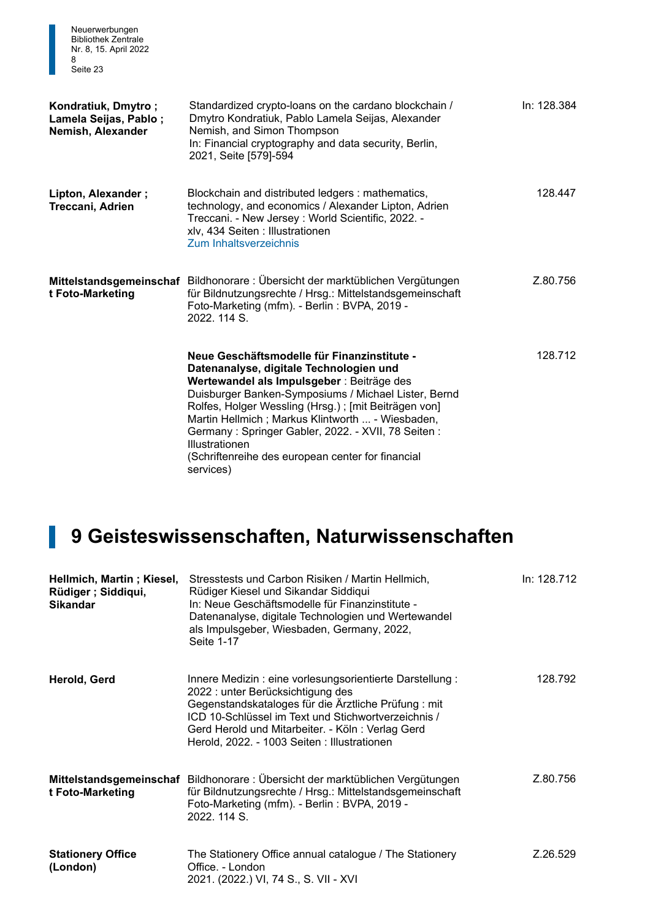| | | |
|---|---|---|
| **Kondratiuk, Dmytro ; Lamela Seijas, Pablo ; Nemish, Alexander** | Standardized crypto-loans on the cardano blockchain / Dmytro Kondratiuk, Pablo Lamela Seijas, Alexander Nemish, and Simon Thompson<br>In: Financial cryptography and data security, Berlin, 2021, Seite [579]-594 | In: 128.384 |
| **Lipton, Alexander ; Treccani, Adrien** | Blockchain and distributed ledgers : mathematics, technology, and economics / Alexander Lipton, Adrien Treccani. - New Jersey : World Scientific, 2022. - xlv, 434 Seiten : Illustrationen<br>Zum Inhaltsverzeichnis | 128.447 |
| **Mittelstandsgemeinschaft Foto-Marketing** | Bildhonorare : Übersicht der marktüblichen Vergütungen für Bildnutzungsrechte / Hrsg.: Mittelstandsgemeinschaft Foto-Marketing (mfm). - Berlin : BVPA, 2019 - 2022. 114 S. | Z.80.756 |
| | **Neue Geschäftsmodelle für Finanzinstitute - Datenanalyse, digitale Technologien und Wertewandel als Impulsgeber** : Beiträge des Duisburger Banken-Symposiums / Michael Lister, Bernd Rolfes, Holger Wessling (Hrsg.) ; [mit Beiträgen von] Martin Hellmich ; Markus Klintworth ... - Wiesbaden, Germany : Springer Gabler, 2022. - XVII, 78 Seiten : Illustrationen<br>(Schriftenreihe des european center for financial services) | 128.712 |

# 9 Geisteswissenschaften, Naturwissenschaften

| | | |
|---|---|---|
| **Hellmich, Martin ; Kiesel, Rüdiger ; Siddiqui, Sikandar** | Stresstests und Carbon Risiken / Martin Hellmich, Rüdiger Kiesel und Sikandar Siddiqui<br>In: Neue Geschäftsmodelle für Finanzinstitute - Datenanalyse, digitale Technologien und Wertewandel als Impulsgeber, Wiesbaden, Germany, 2022, Seite 1-17 | In: 128.712 |
| **Herold, Gerd** | Innere Medizin : eine vorlesungsorientierte Darstellung : 2022 : unter Berücksichtigung des Gegenstandskataloges für die Ärztliche Prüfung : mit ICD 10-Schlüssel im Text und Stichwortverzeichnis / Gerd Herold und Mitarbeiter. - Köln : Verlag Gerd Herold, 2022. - 1003 Seiten : Illustrationen | 128.792 |
| **Mittelstandsgemeinschaft Foto-Marketing** | Bildhonorare : Übersicht der marktüblichen Vergütungen für Bildnutzungsrechte / Hrsg.: Mittelstandsgemeinschaft Foto-Marketing (mfm). - Berlin : BVPA, 2019 - 2022. 114 S. | Z.80.756 |
| **Stationery Office (London)** | The Stationery Office annual catalogue / The Stationery Office. - London<br>2021. (2022.) VI, 74 S., S. VII - XVI | Z.26.529 |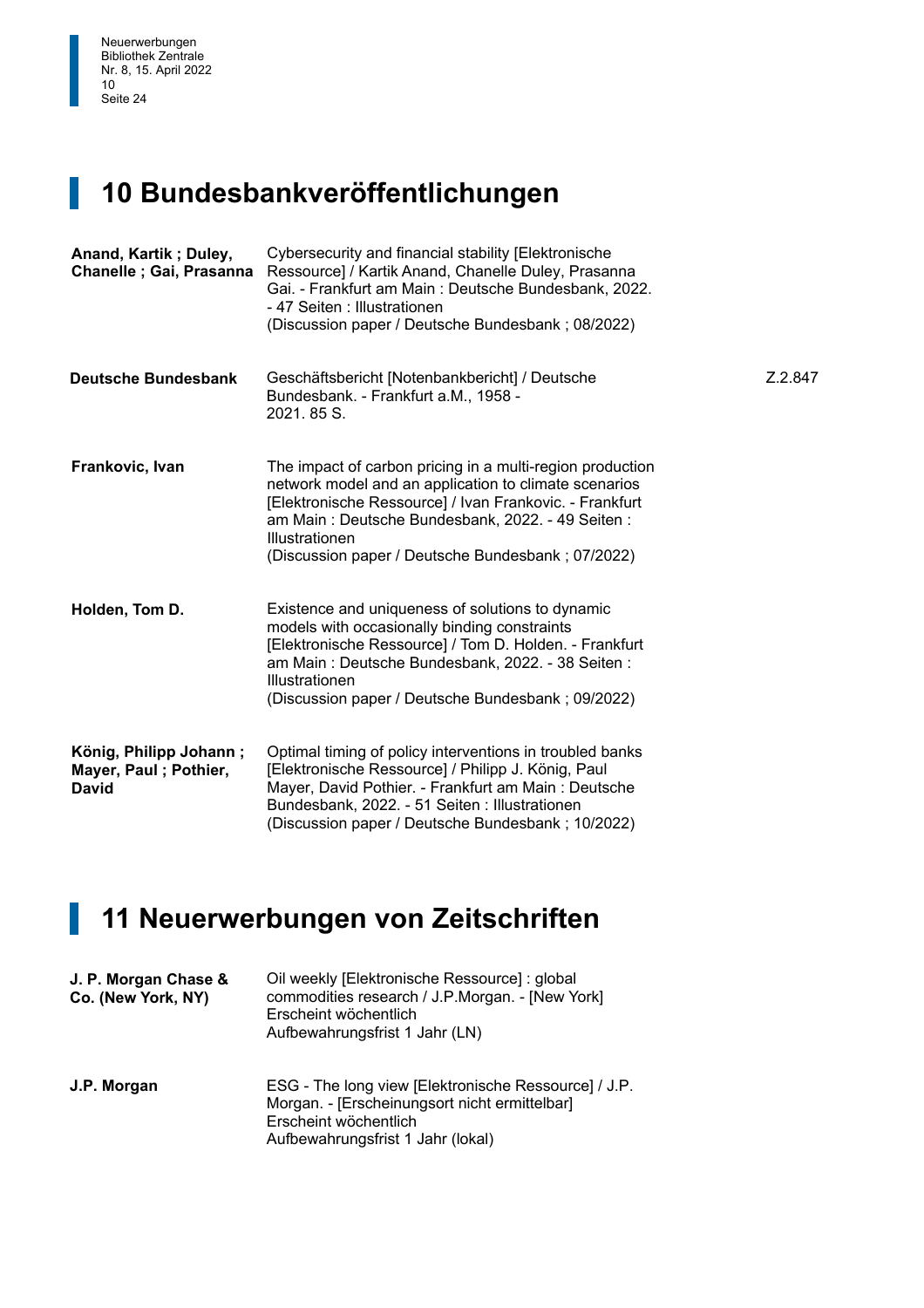# 10 Bundesbankveröffentlichungen

| | | |
|---|---|---|
| **Anand, Kartik ; Duley, Chanelle ; Gai, Prasanna** | Cybersecurity and financial stability [Elektronische Ressource] / Kartik Anand, Chanelle Duley, Prasanna Gai. - Frankfurt am Main : Deutsche Bundesbank, 2022. - 47 Seiten : Illustrationen (Discussion paper / Deutsche Bundesbank ; 08/2022) | |
| **Deutsche Bundesbank** | Geschäftsbericht [Notenbankbericht] / Deutsche Bundesbank. - Frankfurt a.M., 1958 - 2021. 85 S. | Z.2.847 |
| **Frankovic, Ivan** | The impact of carbon pricing in a multi-region production network model and an application to climate scenarios [Elektronische Ressource] / Ivan Frankovic. - Frankfurt am Main : Deutsche Bundesbank, 2022. - 49 Seiten : Illustrationen (Discussion paper / Deutsche Bundesbank ; 07/2022) | |
| **Holden, Tom D.** | Existence and uniqueness of solutions to dynamic models with occasionally binding constraints [Elektronische Ressource] / Tom D. Holden. - Frankfurt am Main : Deutsche Bundesbank, 2022. - 38 Seiten : Illustrationen (Discussion paper / Deutsche Bundesbank ; 09/2022) | |
| **König, Philipp Johann ; Mayer, Paul ; Pothier, David** | Optimal timing of policy interventions in troubled banks [Elektronische Ressource] / Philipp J. König, Paul Mayer, David Pothier. - Frankfurt am Main : Deutsche Bundesbank, 2022. - 51 Seiten : Illustrationen (Discussion paper / Deutsche Bundesbank ; 10/2022) | |

# 11 Neuerwerbungen von Zeitschriften

| | |
|---|---|
| **J. P. Morgan Chase & Co. (New York, NY)** | Oil weekly [Elektronische Ressource] : global commodities research / J.P.Morgan. - [New York] Erscheint wöchentlich Aufbewahrungsfrist 1 Jahr (LN) |
| **J.P. Morgan** | ESG - The long view [Elektronische Ressource] / J.P. Morgan. - [Erscheinungsort nicht ermittelbar] Erscheint wöchentlich Aufbewahrungsfrist 1 Jahr (lokal) |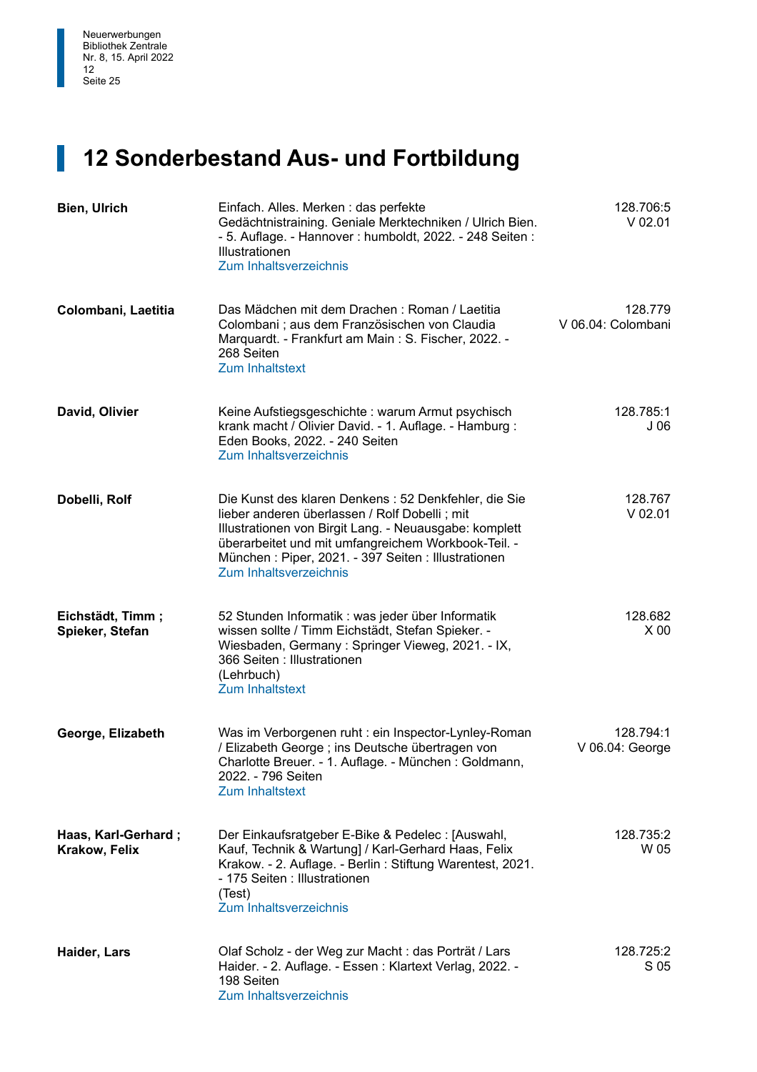# 12 Sonderbestand Aus- und Fortbildung

| | | |
|---|---|---|
| **Bien, Ulrich** | Einfach. Alles. Merken : das perfekte Gedächtnistraining. Geniale Merktechniken / Ulrich Bien. - 5. Auflage. - Hannover : humboldt, 2022. - 248 Seiten : Illustrationen<br>Zum Inhaltsverzeichnis | 128.706:5<br>V 02.01 |
| **Colombani, Laetitia** | Das Mädchen mit dem Drachen : Roman / Laetitia Colombani ; aus dem Französischen von Claudia Marquardt. - Frankfurt am Main : S. Fischer, 2022. - 268 Seiten<br>Zum Inhaltstext | 128.779<br>V 06.04: Colombani |
| **David, Olivier** | Keine Aufstiegsgeschichte : warum Armut psychisch krank macht / Olivier David. - 1. Auflage. - Hamburg : Eden Books, 2022. - 240 Seiten<br>Zum Inhaltsverzeichnis | 128.785:1<br>J 06 |
| **Dobelli, Rolf** | Die Kunst des klaren Denkens : 52 Denkfehler, die Sie lieber anderen überlassen / Rolf Dobelli ; mit Illustrationen von Birgit Lang. - Neuausgabe: komplett überarbeitet und mit umfangreichem Workbook-Teil. - München : Piper, 2021. - 397 Seiten : Illustrationen<br>Zum Inhaltsverzeichnis | 128.767<br>V 02.01 |
| **Eichstädt, Timm ; Spieker, Stefan** | 52 Stunden Informatik : was jeder über Informatik wissen sollte / Timm Eichstädt, Stefan Spieker. - Wiesbaden, Germany : Springer Vieweg, 2021. - IX, 366 Seiten : Illustrationen<br>(Lehrbuch)<br>Zum Inhaltstext | 128.682<br>X 00 |
| **George, Elizabeth** | Was im Verborgenen ruht : ein Inspector-Lynley-Roman / Elizabeth George ; ins Deutsche übertragen von Charlotte Breuer. - 1. Auflage. - München : Goldmann, 2022. - 796 Seiten<br>Zum Inhaltstext | 128.794:1<br>V 06.04: George |
| **Haas, Karl-Gerhard ; Krakow, Felix** | Der Einkaufsratgeber E-Bike & Pedelec : [Auswahl, Kauf, Technik & Wartung] / Karl-Gerhard Haas, Felix Krakow. - 2. Auflage. - Berlin : Stiftung Warentest, 2021. - 175 Seiten : Illustrationen<br>(Test)<br>Zum Inhaltsverzeichnis | 128.735:2<br>W 05 |
| **Haider, Lars** | Olaf Scholz - der Weg zur Macht : das Porträt / Lars Haider. - 2. Auflage. - Essen : Klartext Verlag, 2022. - 198 Seiten<br>Zum Inhaltsverzeichnis | 128.725:2<br>S 05 |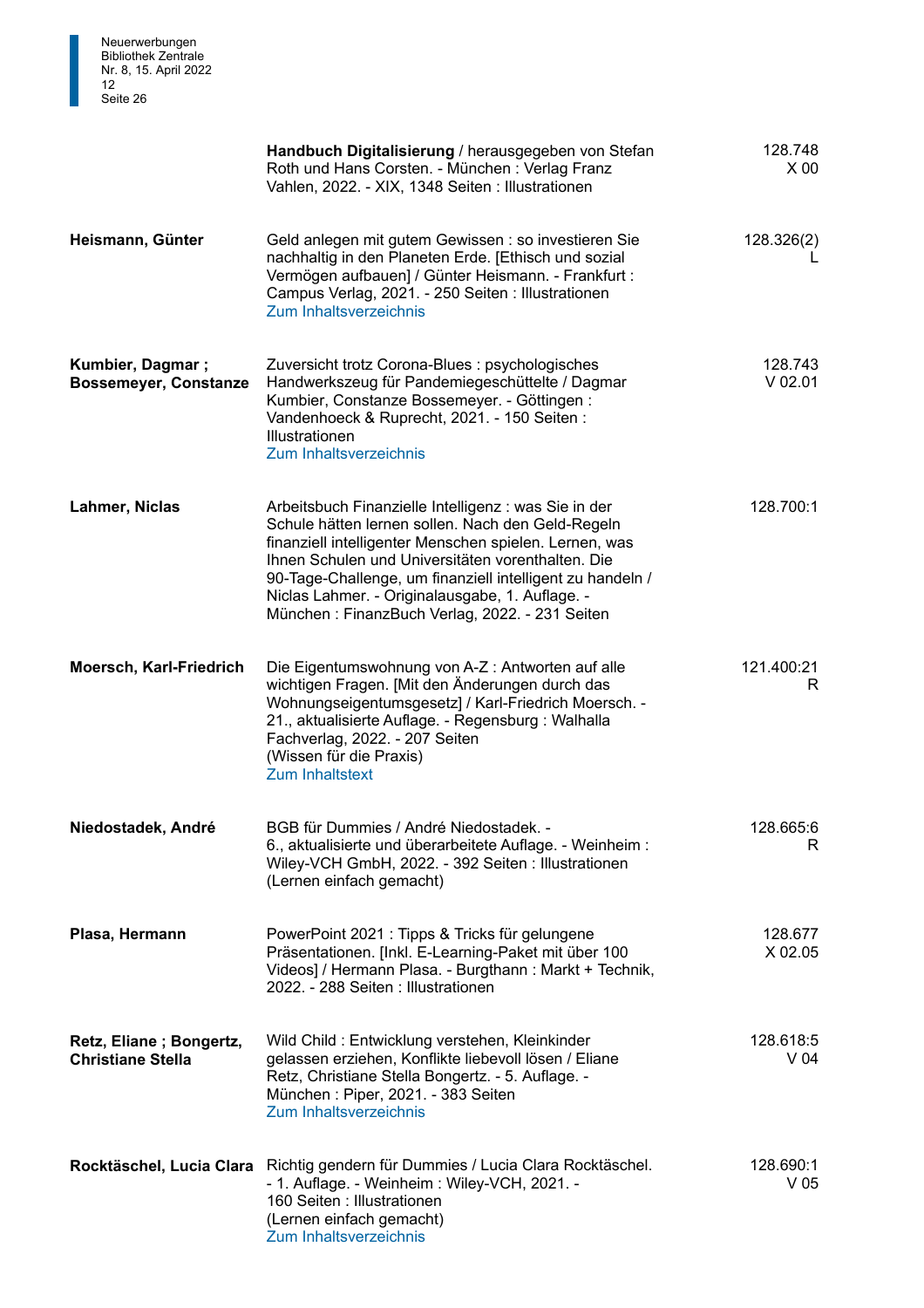| | | |
|---|---|---|
| | **Handbuch Digitalisierung** / herausgegeben von Stefan Roth und Hans Corsten. - München : Verlag Franz Vahlen, 2022. - XIX, 1348 Seiten : Illustrationen | 128.748<br>X 00 |
| **Heismann, Günter** | Geld anlegen mit gutem Gewissen : so investieren Sie nachhaltig in den Planeten Erde. [Ethisch und sozial Vermögen aufbauen] / Günter Heismann. - Frankfurt : Campus Verlag, 2021. - 250 Seiten : Illustrationen<br>Zum Inhaltsverzeichnis | 128.326(2)<br>L |
| **Kumbier, Dagmar ; Bossemeyer, Constanze** | Zuversicht trotz Corona-Blues : psychologisches Handwerkszeug für Pandemiegeschüttelte / Dagmar Kumbier, Constanze Bossemeyer. - Göttingen : Vandenhoeck & Ruprecht, 2021. - 150 Seiten : Illustrationen<br>Zum Inhaltsverzeichnis | 128.743<br>V 02.01 |
| **Lahmer, Niclas** | Arbeitsbuch Finanzielle Intelligenz : was Sie in der Schule hätten lernen sollen. Nach den Geld-Regeln finanziell intelligenter Menschen spielen. Lernen, was Ihnen Schulen und Universitäten vorenthalten. Die 90-Tage-Challenge, um finanziell intelligent zu handeln / Niclas Lahmer. - Originalausgabe, 1. Auflage. - München : FinanzBuch Verlag, 2022. - 231 Seiten | 128.700:1 |
| **Moersch, Karl-Friedrich** | Die Eigentumswohnung von A-Z : Antworten auf alle wichtigen Fragen. [Mit den Änderungen durch das Wohnungseigentumsgesetz] / Karl-Friedrich Moersch. - 21., aktualisierte Auflage. - Regensburg : Walhalla Fachverlag, 2022. - 207 Seiten<br>(Wissen für die Praxis)<br>Zum Inhaltstext | 121.400:21<br>R |
| **Niedostadek, André** | BGB für Dummies / André Niedostadek. - 6., aktualisierte und überarbeitete Auflage. - Weinheim : Wiley-VCH GmbH, 2022. - 392 Seiten : Illustrationen<br>(Lernen einfach gemacht) | 128.665:6<br>R |
| **Plasa, Hermann** | PowerPoint 2021 : Tipps & Tricks für gelungene Präsentationen. [Inkl. E-Learning-Paket mit über 100 Videos] / Hermann Plasa. - Burgthann : Markt + Technik, 2022. - 288 Seiten : Illustrationen | 128.677<br>X 02.05 |
| **Retz, Eliane ; Bongertz, Christiane Stella** | Wild Child : Entwicklung verstehen, Kleinkinder gelassen erziehen, Konflikte liebevoll lösen / Eliane Retz, Christiane Stella Bongertz. - 5. Auflage. - München : Piper, 2021. - 383 Seiten<br>Zum Inhaltsverzeichnis | 128.618:5<br>V 04 |
| **Rocktäschel, Lucia Clara** | Richtig gendern für Dummies / Lucia Clara Rocktäschel. - 1. Auflage. - Weinheim : Wiley-VCH, 2021. - 160 Seiten : Illustrationen<br>(Lernen einfach gemacht)<br>Zum Inhaltsverzeichnis | 128.690:1<br>V 05 |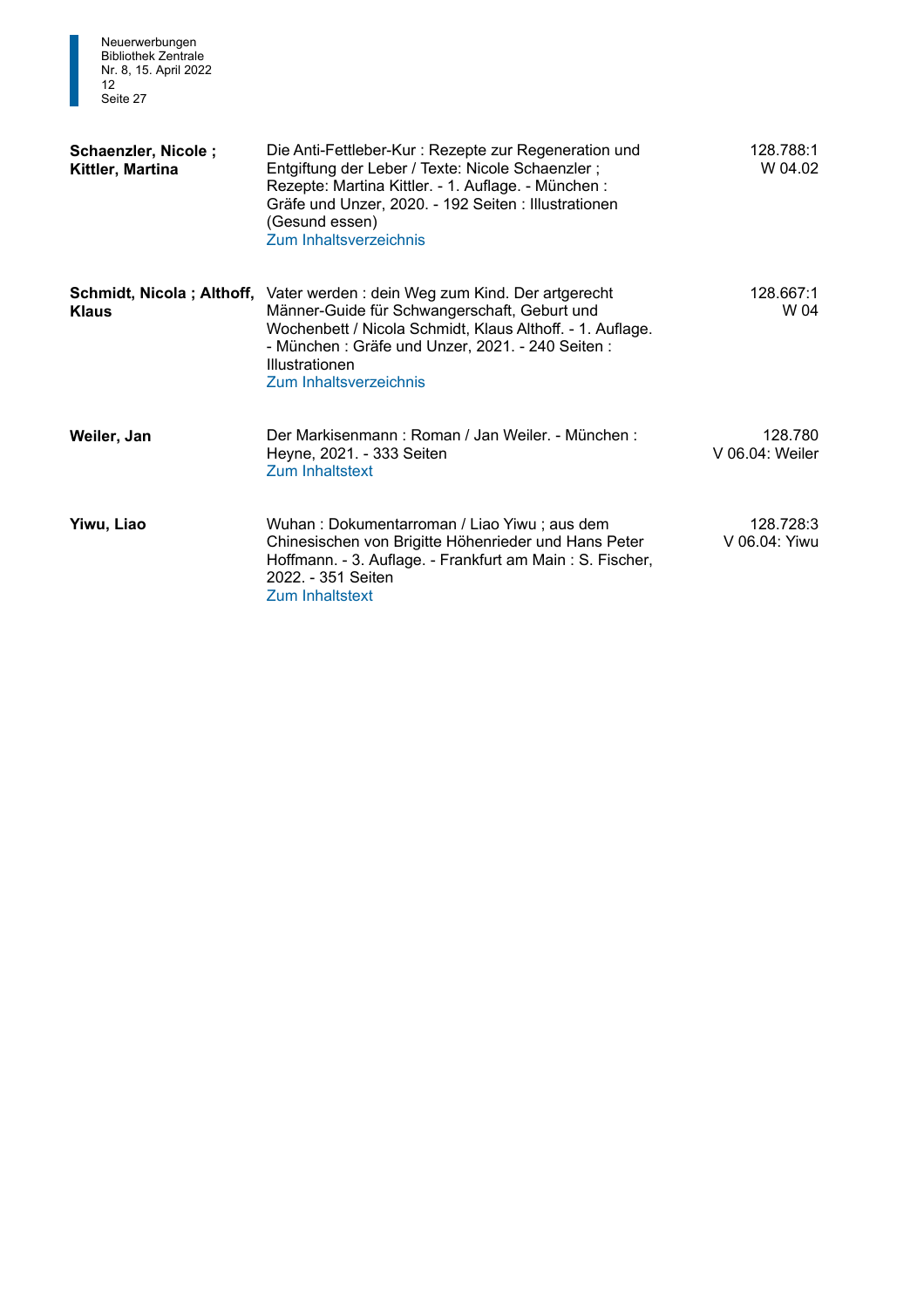| | | |
|---|---|---|
| **Schaenzler, Nicole ; Kittler, Martina** | Die Anti-Fettleber-Kur : Rezepte zur Regeneration und Entgiftung der Leber / Texte: Nicole Schaenzler ; Rezepte: Martina Kittler. - 1. Auflage. - München : Gräfe und Unzer, 2020. - 192 Seiten : Illustrationen (Gesund essen)<br>Zum Inhaltsverzeichnis | 128.788:1<br>W 04.02 |
| **Schmidt, Nicola ; Althoff, Klaus** | Vater werden : dein Weg zum Kind. Der artgerecht Männer-Guide für Schwangerschaft, Geburt und Wochenbett / Nicola Schmidt, Klaus Althoff. - 1. Auflage. - München : Gräfe und Unzer, 2021. - 240 Seiten : Illustrationen<br>Zum Inhaltsverzeichnis | 128.667:1<br>W 04 |
| **Weiler, Jan** | Der Markisenmann : Roman / Jan Weiler. - München : Heyne, 2021. - 333 Seiten<br>Zum Inhaltstext | 128.780<br>V 06.04: Weiler |
| **Yiwu, Liao** | Wuhan : Dokumentarroman / Liao Yiwu ; aus dem Chinesischen von Brigitte Höhenrieder und Hans Peter Hoffmann. - 3. Auflage. - Frankfurt am Main : S. Fischer, 2022. - 351 Seiten<br>Zum Inhaltstext | 128.728:3<br>V 06.04: Yiwu |